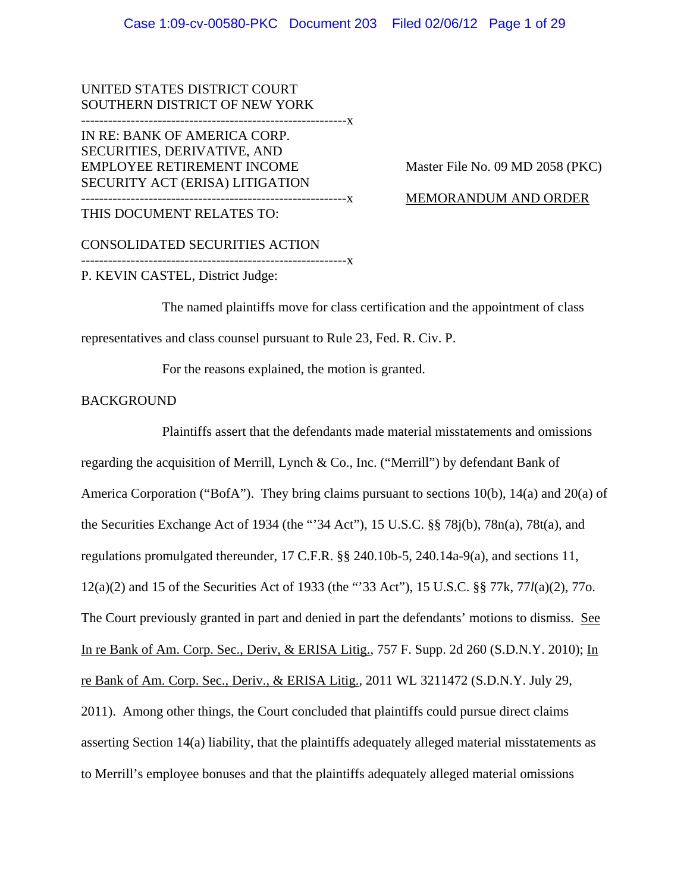UNITED STATES DISTRICT COURT
SOUTHERN DISTRICT OF NEW YORK

-----------------------------------------------------------x

IN RE: BANK OF AMERICA CORP. SECURITIES, DERIVATIVE, AND EMPLOYEE RETIREMENT INCOME SECURITY ACT (ERISA) LITIGATION

Master File No. 09 MD 2058 (PKC)

-----------------------------------------------------------x

MEMORANDUM AND ORDER

THIS DOCUMENT RELATES TO:

CONSOLIDATED SECURITIES ACTION

-----------------------------------------------------------x

P. KEVIN CASTEL, District Judge:

The named plaintiffs move for class certification and the appointment of class representatives and class counsel pursuant to Rule 23, Fed. R. Civ. P.

For the reasons explained, the motion is granted.

BACKGROUND

Plaintiffs assert that the defendants made material misstatements and omissions regarding the acquisition of Merrill, Lynch & Co., Inc. ("Merrill") by defendant Bank of America Corporation ("BofA"). They bring claims pursuant to sections 10(b), 14(a) and 20(a) of the Securities Exchange Act of 1934 (the "'34 Act"), 15 U.S.C. §§ 78j(b), 78n(a), 78t(a), and regulations promulgated thereunder, 17 C.F.R. §§ 240.10b-5, 240.14a-9(a), and sections 11, 12(a)(2) and 15 of the Securities Act of 1933 (the "'33 Act"), 15 U.S.C. §§ 77k, 77*l*(a)(2), 77o. The Court previously granted in part and denied in part the defendants' motions to dismiss. See In re Bank of Am. Corp. Sec., Deriv, & ERISA Litig., 757 F. Supp. 2d 260 (S.D.N.Y. 2010); In re Bank of Am. Corp. Sec., Deriv., & ERISA Litig., 2011 WL 3211472 (S.D.N.Y. July 29, 2011). Among other things, the Court concluded that plaintiffs could pursue direct claims asserting Section 14(a) liability, that the plaintiffs adequately alleged material misstatements as to Merrill's employee bonuses and that the plaintiffs adequately alleged material omissions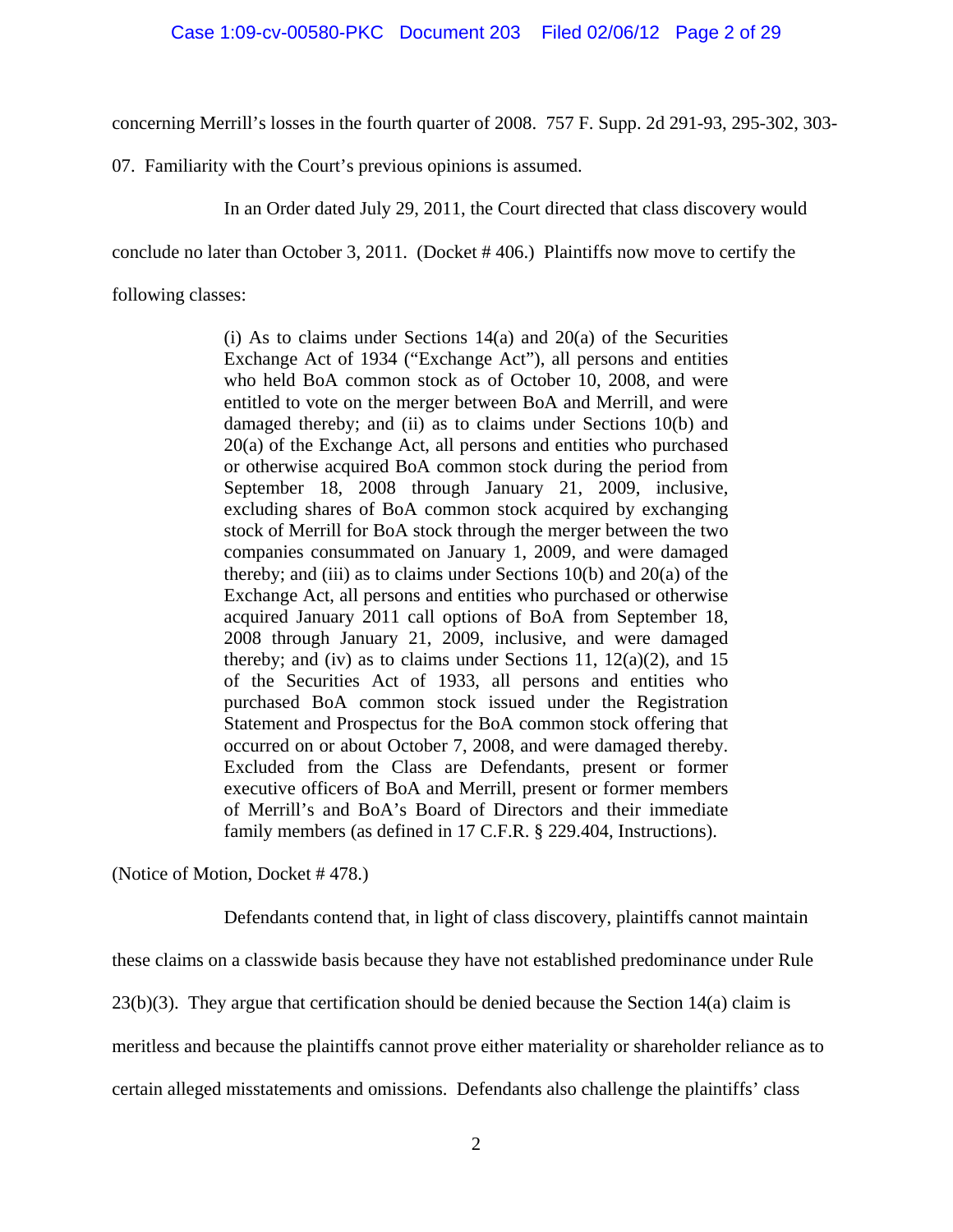concerning Merrill's losses in the fourth quarter of 2008. 757 F. Supp. 2d 291-93, 295-302, 303-07. Familiarity with the Court's previous opinions is assumed.

In an Order dated July 29, 2011, the Court directed that class discovery would conclude no later than October 3, 2011. (Docket # 406.) Plaintiffs now move to certify the following classes:

> (i) As to claims under Sections 14(a) and 20(a) of the Securities Exchange Act of 1934 ("Exchange Act"), all persons and entities who held BoA common stock as of October 10, 2008, and were entitled to vote on the merger between BoA and Merrill, and were damaged thereby; and (ii) as to claims under Sections 10(b) and 20(a) of the Exchange Act, all persons and entities who purchased or otherwise acquired BoA common stock during the period from September 18, 2008 through January 21, 2009, inclusive, excluding shares of BoA common stock acquired by exchanging stock of Merrill for BoA stock through the merger between the two companies consummated on January 1, 2009, and were damaged thereby; and (iii) as to claims under Sections 10(b) and 20(a) of the Exchange Act, all persons and entities who purchased or otherwise acquired January 2011 call options of BoA from September 18, 2008 through January 21, 2009, inclusive, and were damaged thereby; and (iv) as to claims under Sections 11, 12(a)(2), and 15 of the Securities Act of 1933, all persons and entities who purchased BoA common stock issued under the Registration Statement and Prospectus for the BoA common stock offering that occurred on or about October 7, 2008, and were damaged thereby. Excluded from the Class are Defendants, present or former executive officers of BoA and Merrill, present or former members of Merrill's and BoA's Board of Directors and their immediate family members (as defined in 17 C.F.R. § 229.404, Instructions).

(Notice of Motion, Docket # 478.)

Defendants contend that, in light of class discovery, plaintiffs cannot maintain these claims on a classwide basis because they have not established predominance under Rule 23(b)(3). They argue that certification should be denied because the Section 14(a) claim is meritless and because the plaintiffs cannot prove either materiality or shareholder reliance as to certain alleged misstatements and omissions. Defendants also challenge the plaintiffs' class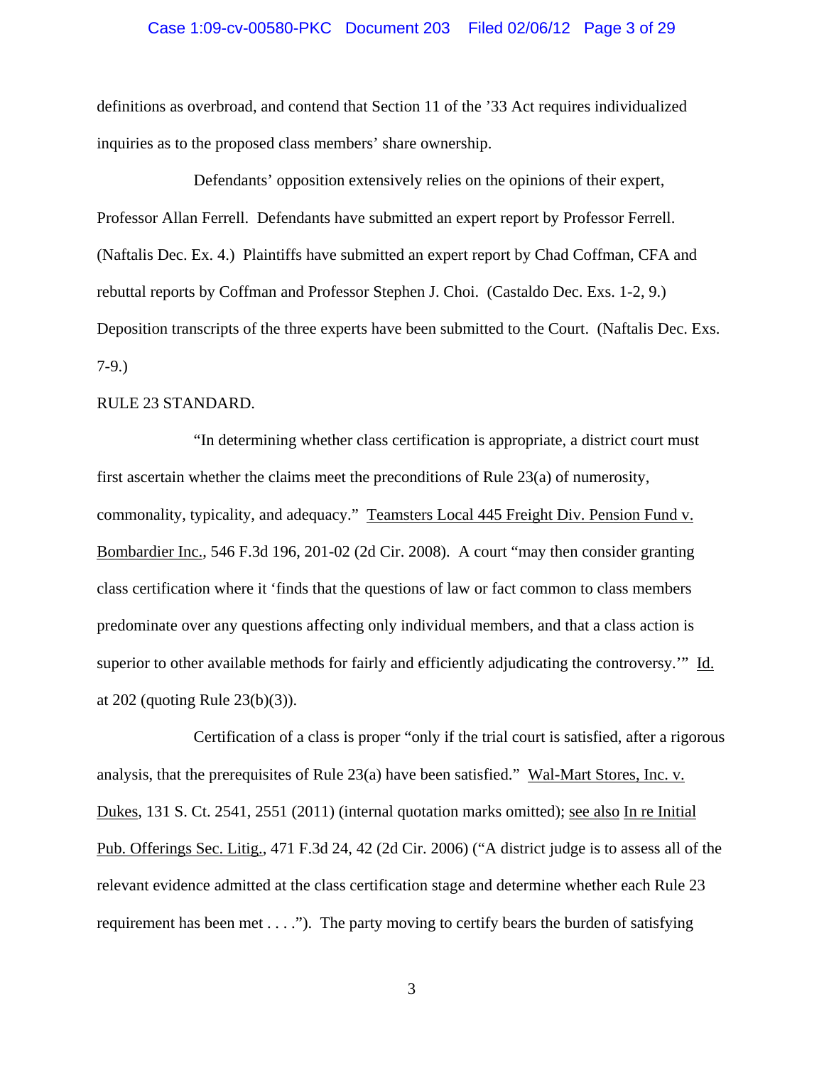definitions as overbroad, and contend that Section 11 of the ’33 Act requires individualized inquiries as to the proposed class members’ share ownership.

Defendants’ opposition extensively relies on the opinions of their expert, Professor Allan Ferrell. Defendants have submitted an expert report by Professor Ferrell. (Naftalis Dec. Ex. 4.) Plaintiffs have submitted an expert report by Chad Coffman, CFA and rebuttal reports by Coffman and Professor Stephen J. Choi. (Castaldo Dec. Exs. 1-2, 9.) Deposition transcripts of the three experts have been submitted to the Court. (Naftalis Dec. Exs. 7-9.)

RULE 23 STANDARD.

“In determining whether class certification is appropriate, a district court must first ascertain whether the claims meet the preconditions of Rule 23(a) of numerosity, commonality, typicality, and adequacy.” Teamsters Local 445 Freight Div. Pension Fund v. Bombardier Inc., 546 F.3d 196, 201-02 (2d Cir. 2008). A court “may then consider granting class certification where it ‘finds that the questions of law or fact common to class members predominate over any questions affecting only individual members, and that a class action is superior to other available methods for fairly and efficiently adjudicating the controversy.’” Id. at 202 (quoting Rule 23(b)(3)).

Certification of a class is proper “only if the trial court is satisfied, after a rigorous analysis, that the prerequisites of Rule 23(a) have been satisfied.” Wal-Mart Stores, Inc. v. Dukes, 131 S. Ct. 2541, 2551 (2011) (internal quotation marks omitted); see also In re Initial Pub. Offerings Sec. Litig., 471 F.3d 24, 42 (2d Cir. 2006) (“A district judge is to assess all of the relevant evidence admitted at the class certification stage and determine whether each Rule 23 requirement has been met . . . .”). The party moving to certify bears the burden of satisfying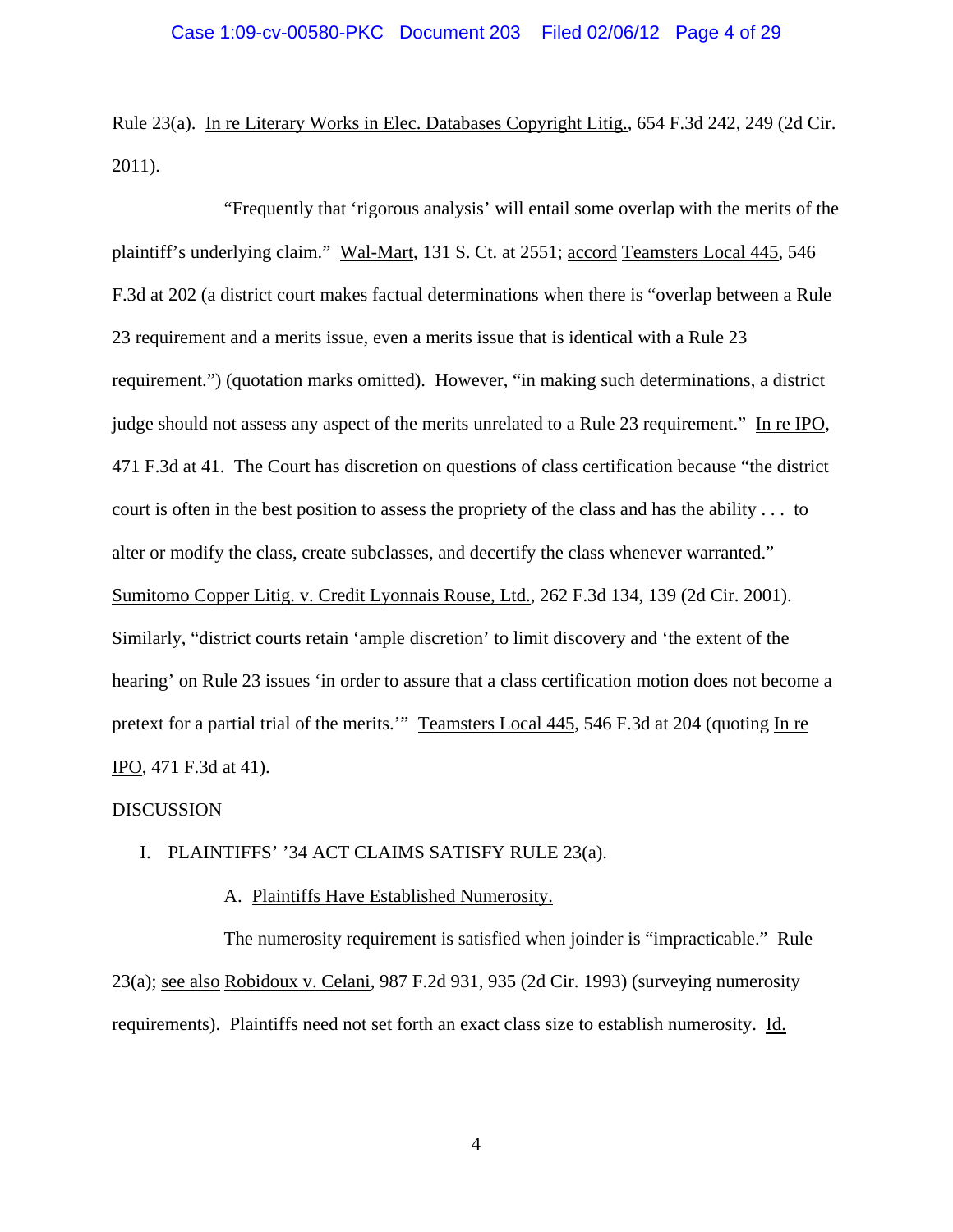Rule 23(a). In re Literary Works in Elec. Databases Copyright Litig., 654 F.3d 242, 249 (2d Cir. 2011).

"Frequently that 'rigorous analysis' will entail some overlap with the merits of the plaintiff's underlying claim." Wal-Mart, 131 S. Ct. at 2551; accord Teamsters Local 445, 546 F.3d at 202 (a district court makes factual determinations when there is "overlap between a Rule 23 requirement and a merits issue, even a merits issue that is identical with a Rule 23 requirement.") (quotation marks omitted). However, "in making such determinations, a district judge should not assess any aspect of the merits unrelated to a Rule 23 requirement." In re IPO, 471 F.3d at 41. The Court has discretion on questions of class certification because "the district court is often in the best position to assess the propriety of the class and has the ability . . . to alter or modify the class, create subclasses, and decertify the class whenever warranted." Sumitomo Copper Litig. v. Credit Lyonnais Rouse, Ltd., 262 F.3d 134, 139 (2d Cir. 2001). Similarly, "district courts retain 'ample discretion' to limit discovery and 'the extent of the hearing' on Rule 23 issues 'in order to assure that a class certification motion does not become a pretext for a partial trial of the merits.'" Teamsters Local 445, 546 F.3d at 204 (quoting In re IPO, 471 F.3d at 41).

DISCUSSION

I. PLAINTIFFS' '34 ACT CLAIMS SATISFY RULE 23(a).

A. Plaintiffs Have Established Numerosity.

The numerosity requirement is satisfied when joinder is "impracticable." Rule 23(a); see also Robidoux v. Celani, 987 F.2d 931, 935 (2d Cir. 1993) (surveying numerosity requirements). Plaintiffs need not set forth an exact class size to establish numerosity. Id.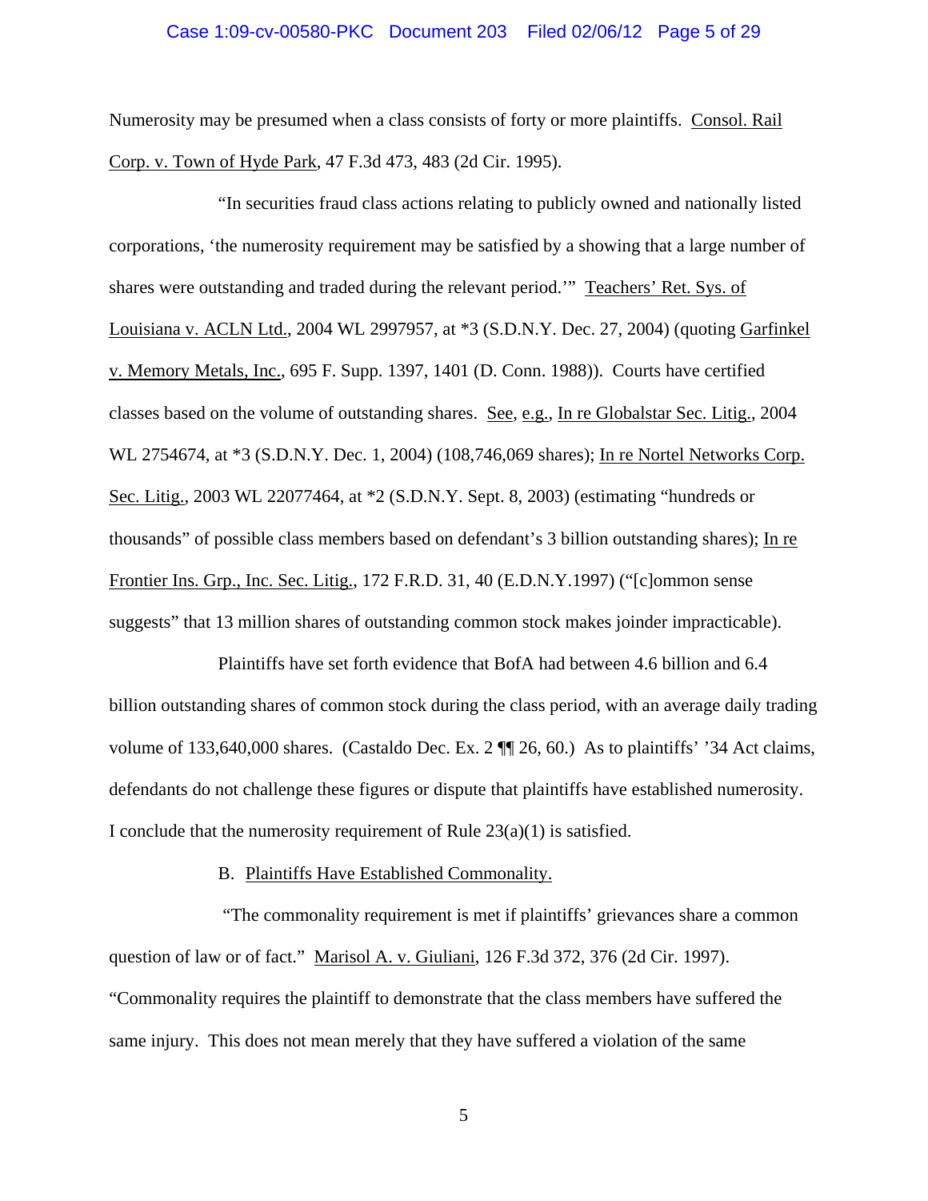Numerosity may be presumed when a class consists of forty or more plaintiffs. Consol. Rail Corp. v. Town of Hyde Park, 47 F.3d 473, 483 (2d Cir. 1995).

"In securities fraud class actions relating to publicly owned and nationally listed corporations, 'the numerosity requirement may be satisfied by a showing that a large number of shares were outstanding and traded during the relevant period.'" Teachers' Ret. Sys. of Louisiana v. ACLN Ltd., 2004 WL 2997957, at *3 (S.D.N.Y. Dec. 27, 2004) (quoting Garfinkel v. Memory Metals, Inc., 695 F. Supp. 1397, 1401 (D. Conn. 1988)). Courts have certified classes based on the volume of outstanding shares. See, e.g., In re Globalstar Sec. Litig., 2004 WL 2754674, at *3 (S.D.N.Y. Dec. 1, 2004) (108,746,069 shares); In re Nortel Networks Corp. Sec. Litig., 2003 WL 22077464, at *2 (S.D.N.Y. Sept. 8, 2003) (estimating "hundreds or thousands" of possible class members based on defendant's 3 billion outstanding shares); In re Frontier Ins. Grp., Inc. Sec. Litig., 172 F.R.D. 31, 40 (E.D.N.Y.1997) ("[c]ommon sense suggests" that 13 million shares of outstanding common stock makes joinder impracticable).

Plaintiffs have set forth evidence that BofA had between 4.6 billion and 6.4 billion outstanding shares of common stock during the class period, with an average daily trading volume of 133,640,000 shares. (Castaldo Dec. Ex. 2 ¶¶ 26, 60.) As to plaintiffs' '34 Act claims, defendants do not challenge these figures or dispute that plaintiffs have established numerosity. I conclude that the numerosity requirement of Rule 23(a)(1) is satisfied.

B. Plaintiffs Have Established Commonality.

"The commonality requirement is met if plaintiffs' grievances share a common question of law or of fact." Marisol A. v. Giuliani, 126 F.3d 372, 376 (2d Cir. 1997). "Commonality requires the plaintiff to demonstrate that the class members have suffered the same injury. This does not mean merely that they have suffered a violation of the same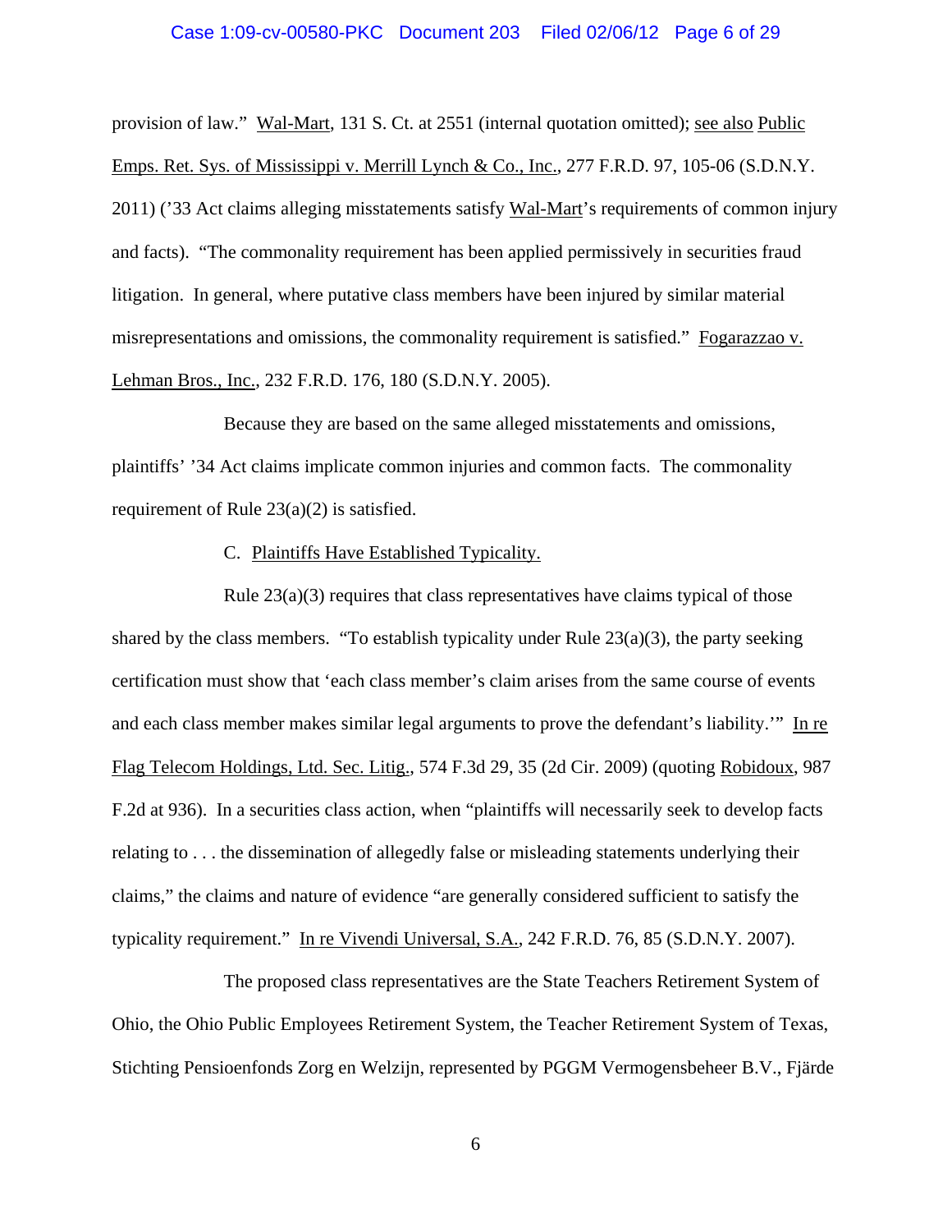provision of law." Wal-Mart, 131 S. Ct. at 2551 (internal quotation omitted); see also Public Emps. Ret. Sys. of Mississippi v. Merrill Lynch & Co., Inc., 277 F.R.D. 97, 105-06 (S.D.N.Y. 2011) ('33 Act claims alleging misstatements satisfy Wal-Mart's requirements of common injury and facts). "The commonality requirement has been applied permissively in securities fraud litigation. In general, where putative class members have been injured by similar material misrepresentations and omissions, the commonality requirement is satisfied." Fogarazzao v. Lehman Bros., Inc., 232 F.R.D. 176, 180 (S.D.N.Y. 2005).

Because they are based on the same alleged misstatements and omissions, plaintiffs' '34 Act claims implicate common injuries and common facts. The commonality requirement of Rule 23(a)(2) is satisfied.

C. Plaintiffs Have Established Typicality.

Rule 23(a)(3) requires that class representatives have claims typical of those shared by the class members. "To establish typicality under Rule 23(a)(3), the party seeking certification must show that 'each class member's claim arises from the same course of events and each class member makes similar legal arguments to prove the defendant's liability.'" In re Flag Telecom Holdings, Ltd. Sec. Litig., 574 F.3d 29, 35 (2d Cir. 2009) (quoting Robidoux, 987 F.2d at 936). In a securities class action, when "plaintiffs will necessarily seek to develop facts relating to . . . the dissemination of allegedly false or misleading statements underlying their claims," the claims and nature of evidence "are generally considered sufficient to satisfy the typicality requirement." In re Vivendi Universal, S.A., 242 F.R.D. 76, 85 (S.D.N.Y. 2007).

The proposed class representatives are the State Teachers Retirement System of Ohio, the Ohio Public Employees Retirement System, the Teacher Retirement System of Texas, Stichting Pensioenfonds Zorg en Welzijn, represented by PGGM Vermogensbeheer B.V., Fjärde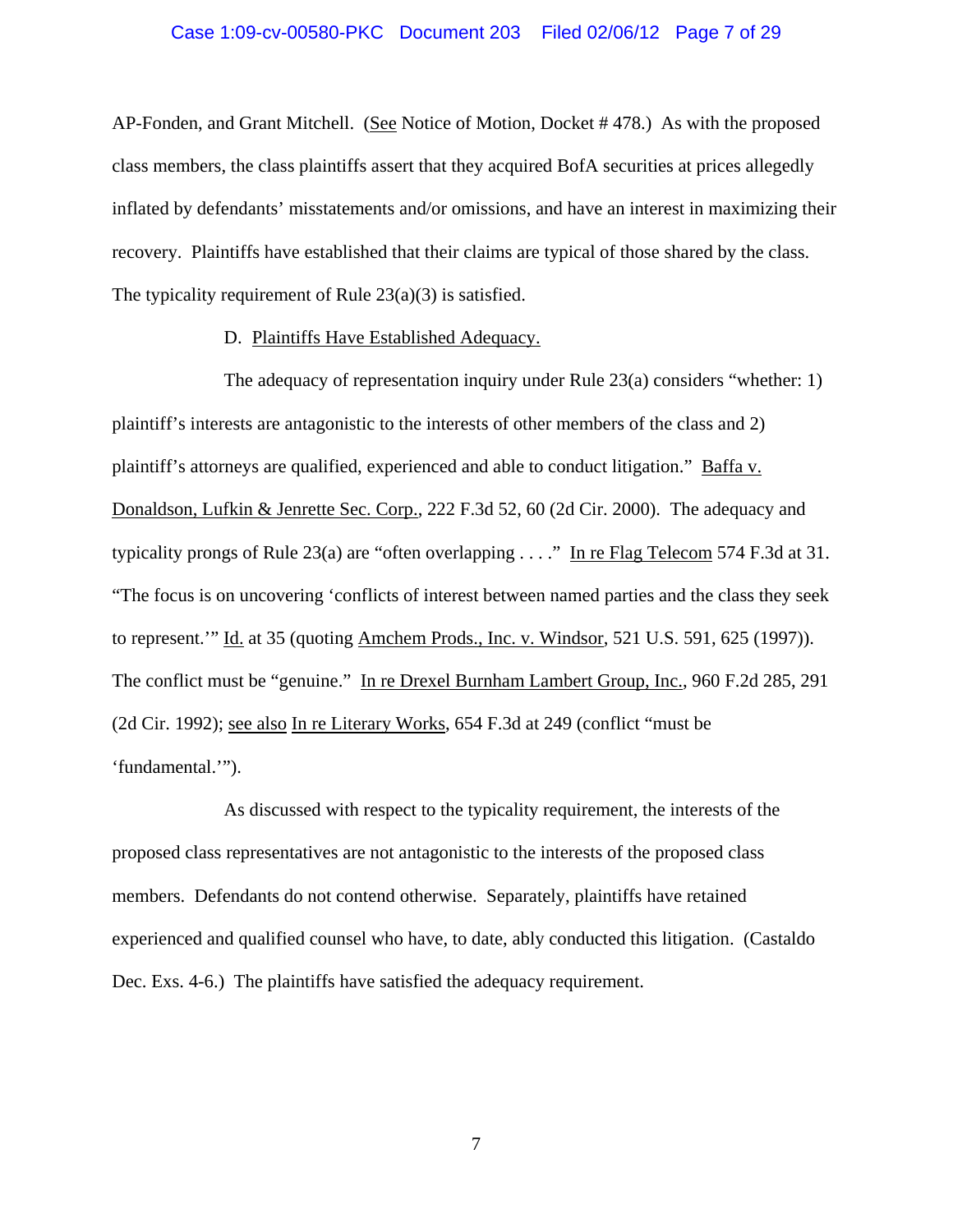AP-Fonden, and Grant Mitchell. (See Notice of Motion, Docket # 478.) As with the proposed class members, the class plaintiffs assert that they acquired BofA securities at prices allegedly inflated by defendants' misstatements and/or omissions, and have an interest in maximizing their recovery. Plaintiffs have established that their claims are typical of those shared by the class. The typicality requirement of Rule 23(a)(3) is satisfied.

D. Plaintiffs Have Established Adequacy.

The adequacy of representation inquiry under Rule 23(a) considers "whether: 1) plaintiff's interests are antagonistic to the interests of other members of the class and 2) plaintiff's attorneys are qualified, experienced and able to conduct litigation." Baffa v. Donaldson, Lufkin & Jenrette Sec. Corp., 222 F.3d 52, 60 (2d Cir. 2000). The adequacy and typicality prongs of Rule 23(a) are "often overlapping . . . ." In re Flag Telecom 574 F.3d at 31. "The focus is on uncovering 'conflicts of interest between named parties and the class they seek to represent.'" Id. at 35 (quoting Amchem Prods., Inc. v. Windsor, 521 U.S. 591, 625 (1997)). The conflict must be "genuine." In re Drexel Burnham Lambert Group, Inc., 960 F.2d 285, 291 (2d Cir. 1992); see also In re Literary Works, 654 F.3d at 249 (conflict "must be 'fundamental.'").

As discussed with respect to the typicality requirement, the interests of the proposed class representatives are not antagonistic to the interests of the proposed class members. Defendants do not contend otherwise. Separately, plaintiffs have retained experienced and qualified counsel who have, to date, ably conducted this litigation. (Castaldo Dec. Exs. 4-6.) The plaintiffs have satisfied the adequacy requirement.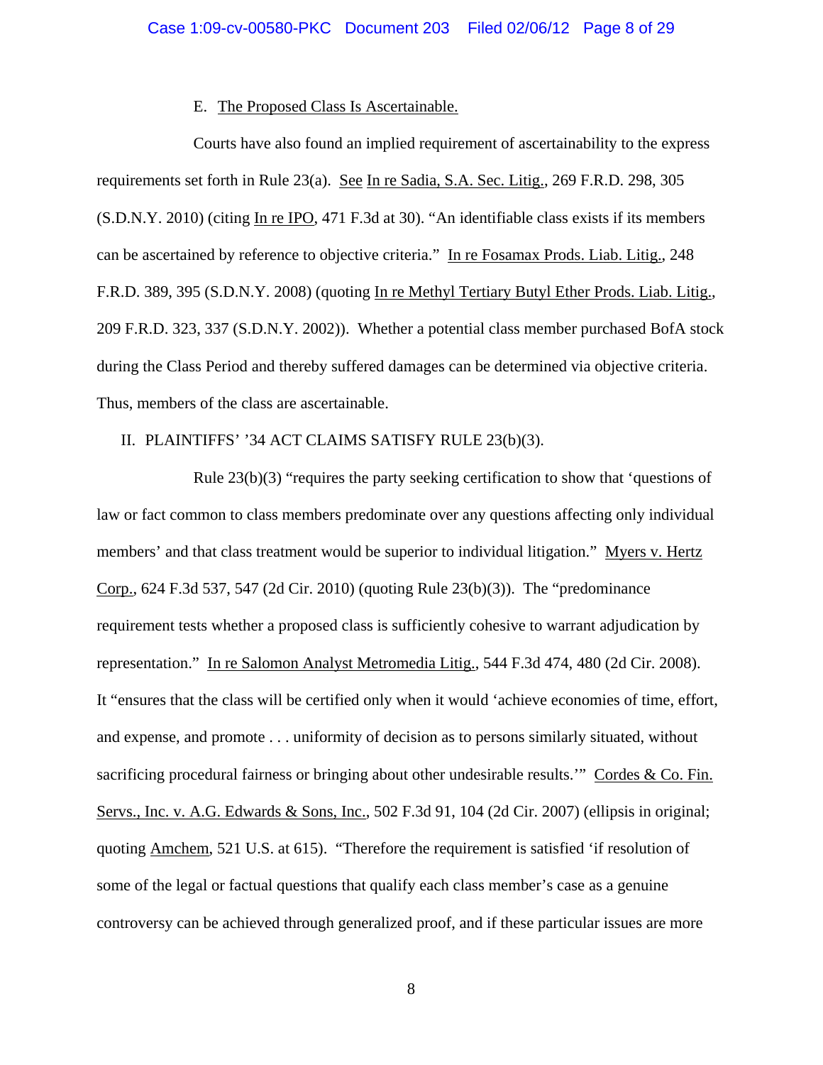### E. <u>The Proposed Class Is Ascertainable.</u>

Courts have also found an implied requirement of ascertainability to the express requirements set forth in Rule 23(a). <u>See</u> <u>In re Sadia, S.A. Sec. Litig.</u>, 269 F.R.D. 298, 305 (S.D.N.Y. 2010) (citing <u>In re IPO</u>, 471 F.3d at 30). "An identifiable class exists if its members can be ascertained by reference to objective criteria." <u>In re Fosamax Prods. Liab. Litig.</u>, 248 F.R.D. 389, 395 (S.D.N.Y. 2008) (quoting <u>In re Methyl Tertiary Butyl Ether Prods. Liab. Litig.</u>, 209 F.R.D. 323, 337 (S.D.N.Y. 2002)). Whether a potential class member purchased BofA stock during the Class Period and thereby suffered damages can be determined via objective criteria. Thus, members of the class are ascertainable.

## II. PLAINTIFFS' '34 ACT CLAIMS SATISFY RULE 23(b)(3).

Rule 23(b)(3) "requires the party seeking certification to show that 'questions of law or fact common to class members predominate over any questions affecting only individual members' and that class treatment would be superior to individual litigation." <u>Myers v. Hertz Corp.</u>, 624 F.3d 537, 547 (2d Cir. 2010) (quoting Rule 23(b)(3)). The "predominance requirement tests whether a proposed class is sufficiently cohesive to warrant adjudication by representation." <u>In re Salomon Analyst Metromedia Litig.</u>, 544 F.3d 474, 480 (2d Cir. 2008). It "ensures that the class will be certified only when it would 'achieve economies of time, effort, and expense, and promote . . . uniformity of decision as to persons similarly situated, without sacrificing procedural fairness or bringing about other undesirable results.'" <u>Cordes & Co. Fin. Servs., Inc. v. A.G. Edwards & Sons, Inc.</u>, 502 F.3d 91, 104 (2d Cir. 2007) (ellipsis in original; quoting <u>Amchem</u>, 521 U.S. at 615). "Therefore the requirement is satisfied 'if resolution of some of the legal or factual questions that qualify each class member's case as a genuine controversy can be achieved through generalized proof, and if these particular issues are more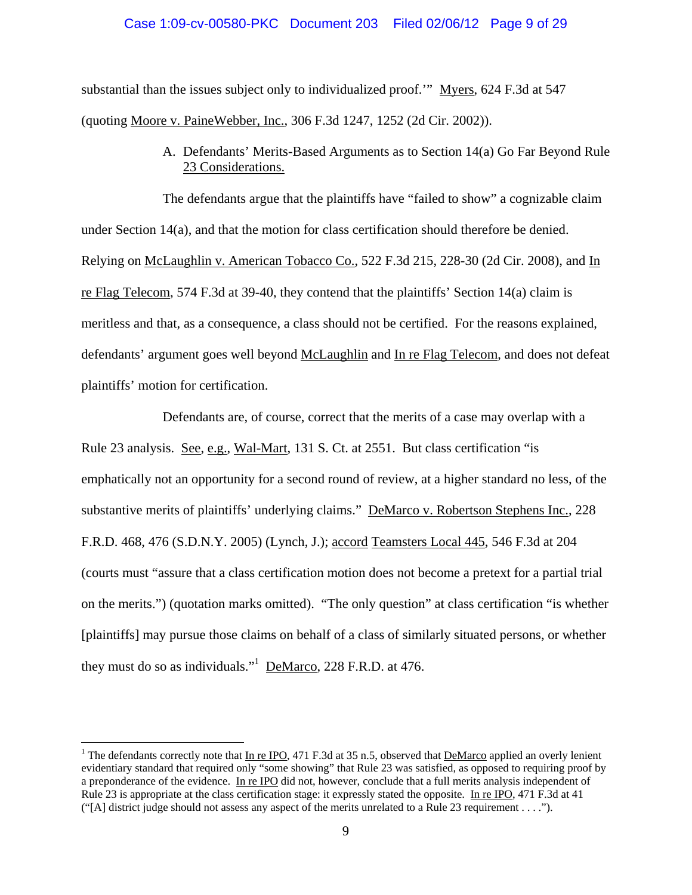substantial than the issues subject only to individualized proof.'" Myers, 624 F.3d at 547 (quoting Moore v. PaineWebber, Inc., 306 F.3d 1247, 1252 (2d Cir. 2002)).

### A. Defendants' Merits-Based Arguments as to Section 14(a) Go Far Beyond Rule 23 Considerations.

The defendants argue that the plaintiffs have "failed to show" a cognizable claim under Section 14(a), and that the motion for class certification should therefore be denied. Relying on McLaughlin v. American Tobacco Co., 522 F.3d 215, 228-30 (2d Cir. 2008), and In re Flag Telecom, 574 F.3d at 39-40, they contend that the plaintiffs' Section 14(a) claim is meritless and that, as a consequence, a class should not be certified. For the reasons explained, defendants' argument goes well beyond McLaughlin and In re Flag Telecom, and does not defeat plaintiffs' motion for certification.

Defendants are, of course, correct that the merits of a case may overlap with a Rule 23 analysis. See, e.g., Wal-Mart, 131 S. Ct. at 2551. But class certification "is emphatically not an opportunity for a second round of review, at a higher standard no less, of the substantive merits of plaintiffs' underlying claims." DeMarco v. Robertson Stephens Inc., 228 F.R.D. 468, 476 (S.D.N.Y. 2005) (Lynch, J.); accord Teamsters Local 445, 546 F.3d at 204 (courts must "assure that a class certification motion does not become a pretext for a partial trial on the merits.") (quotation marks omitted). "The only question" at class certification "is whether [plaintiffs] may pursue those claims on behalf of a class of similarly situated persons, or whether they must do so as individuals."[1] DeMarco, 228 F.R.D. at 476.

---

[1] The defendants correctly note that In re IPO, 471 F.3d at 35 n.5, observed that DeMarco applied an overly lenient evidentiary standard that required only "some showing" that Rule 23 was satisfied, as opposed to requiring proof by a preponderance of the evidence. In re IPO did not, however, conclude that a full merits analysis independent of Rule 23 is appropriate at the class certification stage: it expressly stated the opposite. In re IPO, 471 F.3d at 41 ("[A] district judge should not assess any aspect of the merits unrelated to a Rule 23 requirement . . . .").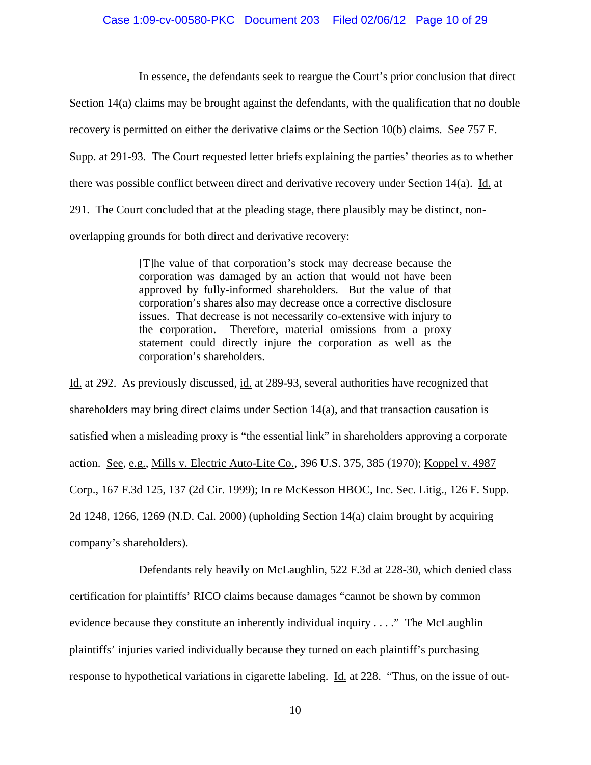In essence, the defendants seek to reargue the Court's prior conclusion that direct Section 14(a) claims may be brought against the defendants, with the qualification that no double recovery is permitted on either the derivative claims or the Section 10(b) claims. See 757 F. Supp. at 291-93. The Court requested letter briefs explaining the parties' theories as to whether there was possible conflict between direct and derivative recovery under Section 14(a). Id. at 291. The Court concluded that at the pleading stage, there plausibly may be distinct, non-overlapping grounds for both direct and derivative recovery:

> [T]he value of that corporation's stock may decrease because the corporation was damaged by an action that would not have been approved by fully-informed shareholders. But the value of that corporation's shares also may decrease once a corrective disclosure issues. That decrease is not necessarily co-extensive with injury to the corporation. Therefore, material omissions from a proxy statement could directly injure the corporation as well as the corporation's shareholders.

Id. at 292. As previously discussed, id. at 289-93, several authorities have recognized that shareholders may bring direct claims under Section 14(a), and that transaction causation is satisfied when a misleading proxy is "the essential link" in shareholders approving a corporate action. See, e.g., Mills v. Electric Auto-Lite Co., 396 U.S. 375, 385 (1970); Koppel v. 4987 Corp., 167 F.3d 125, 137 (2d Cir. 1999); In re McKesson HBOC, Inc. Sec. Litig., 126 F. Supp. 2d 1248, 1266, 1269 (N.D. Cal. 2000) (upholding Section 14(a) claim brought by acquiring company's shareholders).

Defendants rely heavily on McLaughlin, 522 F.3d at 228-30, which denied class certification for plaintiffs' RICO claims because damages "cannot be shown by common evidence because they constitute an inherently individual inquiry . . . ." The McLaughlin plaintiffs' injuries varied individually because they turned on each plaintiff's purchasing response to hypothetical variations in cigarette labeling. Id. at 228. "Thus, on the issue of out-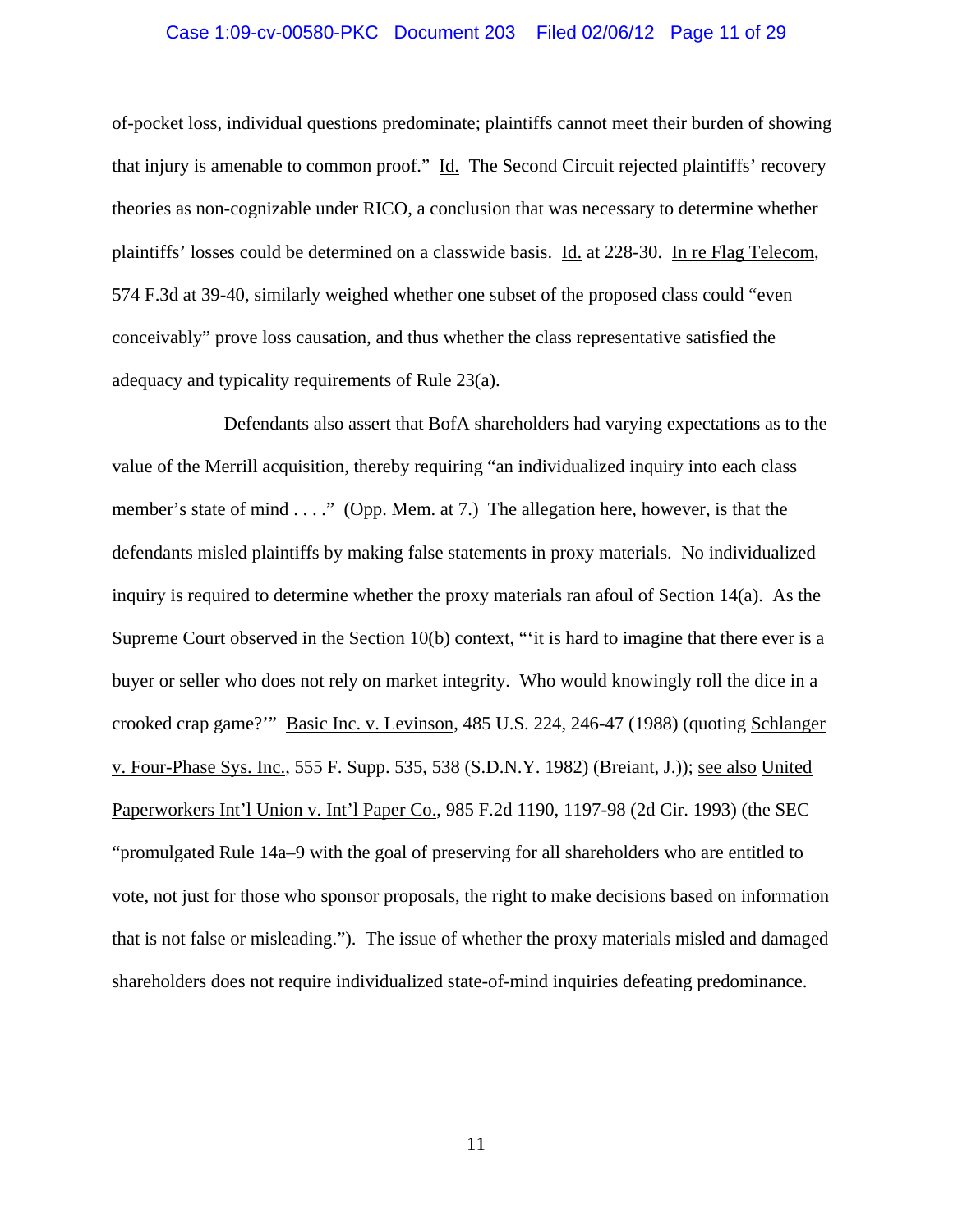of-pocket loss, individual questions predominate; plaintiffs cannot meet their burden of showing that injury is amenable to common proof." Id. The Second Circuit rejected plaintiffs' recovery theories as non-cognizable under RICO, a conclusion that was necessary to determine whether plaintiffs' losses could be determined on a classwide basis. Id. at 228-30. In re Flag Telecom, 574 F.3d at 39-40, similarly weighed whether one subset of the proposed class could "even conceivably" prove loss causation, and thus whether the class representative satisfied the adequacy and typicality requirements of Rule 23(a).

Defendants also assert that BofA shareholders had varying expectations as to the value of the Merrill acquisition, thereby requiring "an individualized inquiry into each class member's state of mind . . . ." (Opp. Mem. at 7.) The allegation here, however, is that the defendants misled plaintiffs by making false statements in proxy materials. No individualized inquiry is required to determine whether the proxy materials ran afoul of Section 14(a). As the Supreme Court observed in the Section 10(b) context, "'it is hard to imagine that there ever is a buyer or seller who does not rely on market integrity. Who would knowingly roll the dice in a crooked crap game?'" Basic Inc. v. Levinson, 485 U.S. 224, 246-47 (1988) (quoting Schlanger v. Four-Phase Sys. Inc., 555 F. Supp. 535, 538 (S.D.N.Y. 1982) (Breiant, J.)); see also United Paperworkers Int'l Union v. Int'l Paper Co., 985 F.2d 1190, 1197-98 (2d Cir. 1993) (the SEC "promulgated Rule 14a–9 with the goal of preserving for all shareholders who are entitled to vote, not just for those who sponsor proposals, the right to make decisions based on information that is not false or misleading."). The issue of whether the proxy materials misled and damaged shareholders does not require individualized state-of-mind inquiries defeating predominance.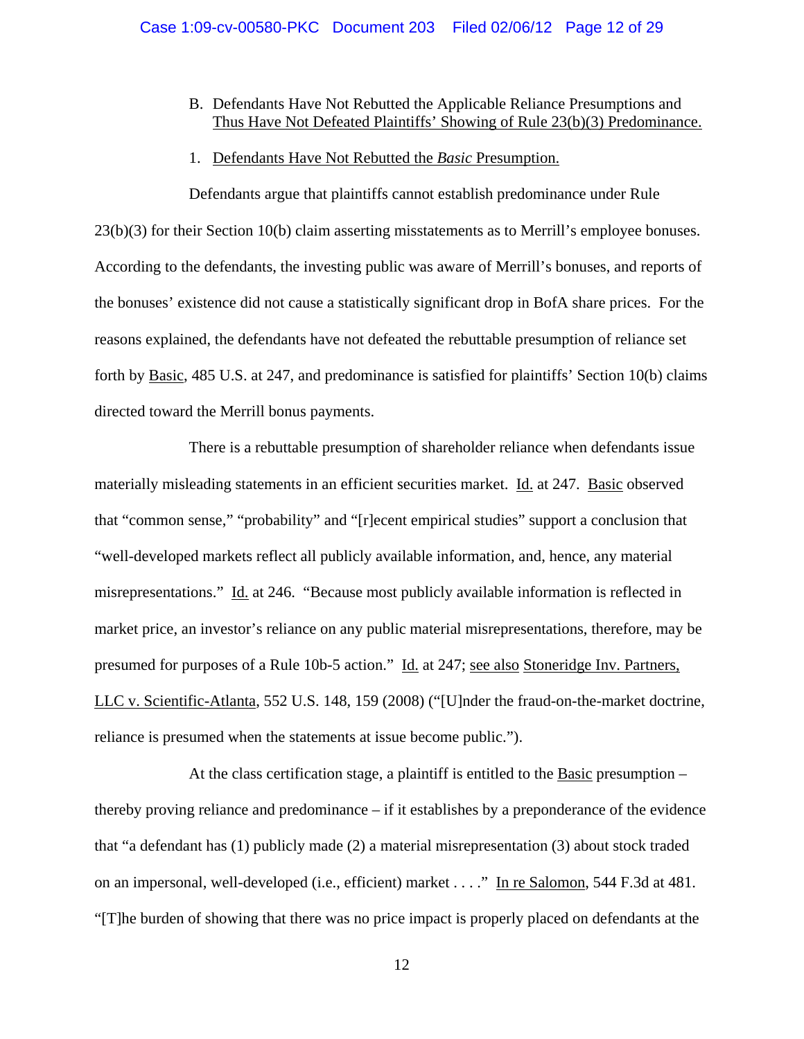B. Defendants Have Not Rebutted the Applicable Reliance Presumptions and Thus Have Not Defeated Plaintiffs' Showing of Rule 23(b)(3) Predominance.

1. Defendants Have Not Rebutted the *Basic* Presumption.

Defendants argue that plaintiffs cannot establish predominance under Rule 23(b)(3) for their Section 10(b) claim asserting misstatements as to Merrill's employee bonuses. According to the defendants, the investing public was aware of Merrill's bonuses, and reports of the bonuses' existence did not cause a statistically significant drop in BofA share prices. For the reasons explained, the defendants have not defeated the rebuttable presumption of reliance set forth by Basic, 485 U.S. at 247, and predominance is satisfied for plaintiffs' Section 10(b) claims directed toward the Merrill bonus payments.

There is a rebuttable presumption of shareholder reliance when defendants issue materially misleading statements in an efficient securities market. Id. at 247. Basic observed that "common sense," "probability" and "[r]ecent empirical studies" support a conclusion that "well-developed markets reflect all publicly available information, and, hence, any material misrepresentations." Id. at 246. "Because most publicly available information is reflected in market price, an investor's reliance on any public material misrepresentations, therefore, may be presumed for purposes of a Rule 10b-5 action." Id. at 247; see also Stoneridge Inv. Partners, LLC v. Scientific-Atlanta, 552 U.S. 148, 159 (2008) ("[U]nder the fraud-on-the-market doctrine, reliance is presumed when the statements at issue become public.").

At the class certification stage, a plaintiff is entitled to the Basic presumption – thereby proving reliance and predominance – if it establishes by a preponderance of the evidence that "a defendant has (1) publicly made (2) a material misrepresentation (3) about stock traded on an impersonal, well-developed (i.e., efficient) market . . . ." In re Salomon, 544 F.3d at 481. "[T]he burden of showing that there was no price impact is properly placed on defendants at the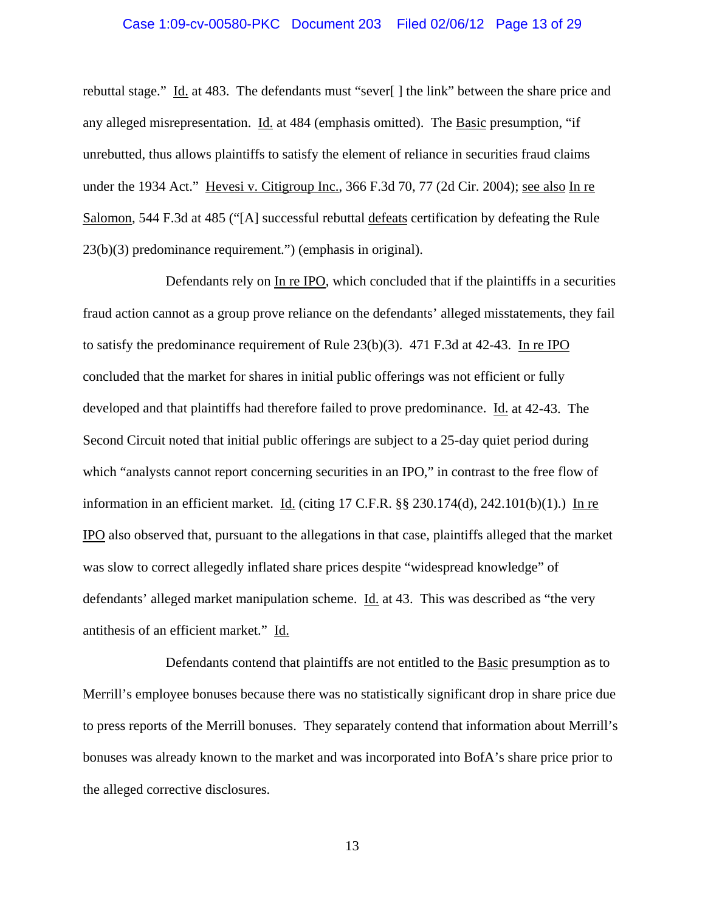rebuttal stage." Id. at 483. The defendants must "sever[ ] the link" between the share price and any alleged misrepresentation. Id. at 484 (emphasis omitted). The Basic presumption, "if unrebutted, thus allows plaintiffs to satisfy the element of reliance in securities fraud claims under the 1934 Act." Hevesi v. Citigroup Inc., 366 F.3d 70, 77 (2d Cir. 2004); see also In re Salomon, 544 F.3d at 485 ("[A] successful rebuttal defeats certification by defeating the Rule 23(b)(3) predominance requirement.") (emphasis in original).

Defendants rely on In re IPO, which concluded that if the plaintiffs in a securities fraud action cannot as a group prove reliance on the defendants' alleged misstatements, they fail to satisfy the predominance requirement of Rule 23(b)(3). 471 F.3d at 42-43. In re IPO concluded that the market for shares in initial public offerings was not efficient or fully developed and that plaintiffs had therefore failed to prove predominance. Id. at 42-43. The Second Circuit noted that initial public offerings are subject to a 25-day quiet period during which "analysts cannot report concerning securities in an IPO," in contrast to the free flow of information in an efficient market. Id. (citing 17 C.F.R. §§ 230.174(d), 242.101(b)(1).) In re IPO also observed that, pursuant to the allegations in that case, plaintiffs alleged that the market was slow to correct allegedly inflated share prices despite "widespread knowledge" of defendants' alleged market manipulation scheme. Id. at 43. This was described as "the very antithesis of an efficient market." Id.

Defendants contend that plaintiffs are not entitled to the Basic presumption as to Merrill's employee bonuses because there was no statistically significant drop in share price due to press reports of the Merrill bonuses. They separately contend that information about Merrill's bonuses was already known to the market and was incorporated into BofA's share price prior to the alleged corrective disclosures.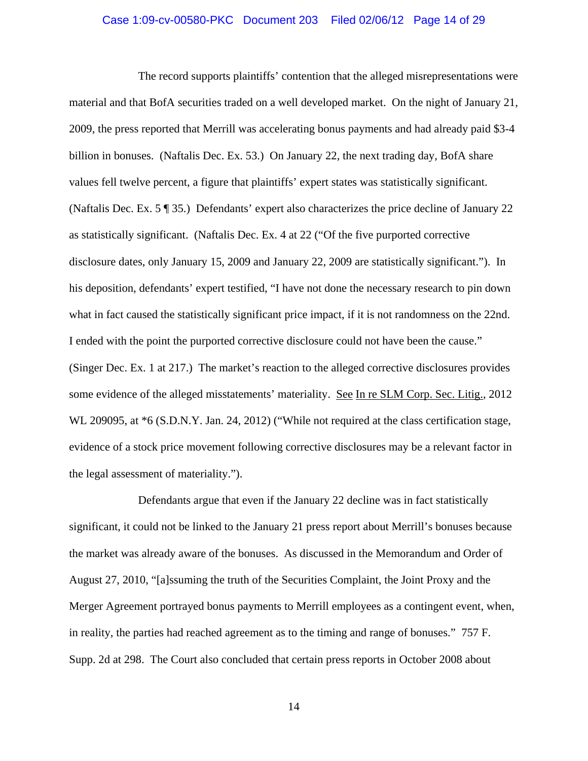The record supports plaintiffs' contention that the alleged misrepresentations were material and that BofA securities traded on a well developed market. On the night of January 21, 2009, the press reported that Merrill was accelerating bonus payments and had already paid $3-4 billion in bonuses. (Naftalis Dec. Ex. 53.) On January 22, the next trading day, BofA share values fell twelve percent, a figure that plaintiffs' expert states was statistically significant. (Naftalis Dec. Ex. 5 ¶ 35.) Defendants' expert also characterizes the price decline of January 22 as statistically significant. (Naftalis Dec. Ex. 4 at 22 ("Of the five purported corrective disclosure dates, only January 15, 2009 and January 22, 2009 are statistically significant."). In his deposition, defendants' expert testified, "I have not done the necessary research to pin down what in fact caused the statistically significant price impact, if it is not randomness on the 22nd. I ended with the point the purported corrective disclosure could not have been the cause." (Singer Dec. Ex. 1 at 217.) The market's reaction to the alleged corrective disclosures provides some evidence of the alleged misstatements' materiality. See In re SLM Corp. Sec. Litig., 2012 WL 209095, at *6 (S.D.N.Y. Jan. 24, 2012) ("While not required at the class certification stage, evidence of a stock price movement following corrective disclosures may be a relevant factor in the legal assessment of materiality.").

Defendants argue that even if the January 22 decline was in fact statistically significant, it could not be linked to the January 21 press report about Merrill's bonuses because the market was already aware of the bonuses. As discussed in the Memorandum and Order of August 27, 2010, "[a]ssuming the truth of the Securities Complaint, the Joint Proxy and the Merger Agreement portrayed bonus payments to Merrill employees as a contingent event, when, in reality, the parties had reached agreement as to the timing and range of bonuses." 757 F. Supp. 2d at 298. The Court also concluded that certain press reports in October 2008 about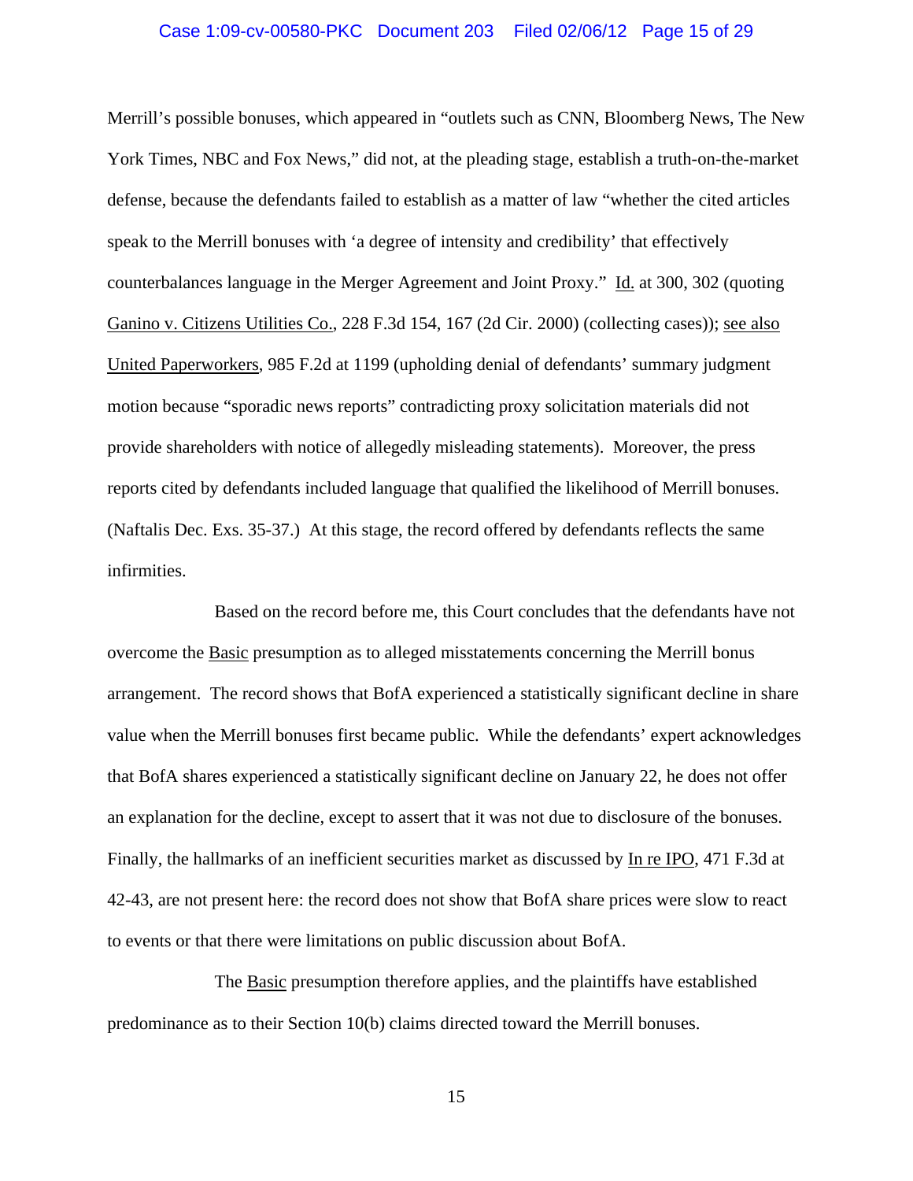Merrill's possible bonuses, which appeared in "outlets such as CNN, Bloomberg News, The New York Times, NBC and Fox News," did not, at the pleading stage, establish a truth-on-the-market defense, because the defendants failed to establish as a matter of law "whether the cited articles speak to the Merrill bonuses with 'a degree of intensity and credibility' that effectively counterbalances language in the Merger Agreement and Joint Proxy." Id. at 300, 302 (quoting Ganino v. Citizens Utilities Co., 228 F.3d 154, 167 (2d Cir. 2000) (collecting cases)); see also United Paperworkers, 985 F.2d at 1199 (upholding denial of defendants' summary judgment motion because "sporadic news reports" contradicting proxy solicitation materials did not provide shareholders with notice of allegedly misleading statements). Moreover, the press reports cited by defendants included language that qualified the likelihood of Merrill bonuses. (Naftalis Dec. Exs. 35-37.) At this stage, the record offered by defendants reflects the same infirmities.

Based on the record before me, this Court concludes that the defendants have not overcome the Basic presumption as to alleged misstatements concerning the Merrill bonus arrangement. The record shows that BofA experienced a statistically significant decline in share value when the Merrill bonuses first became public. While the defendants' expert acknowledges that BofA shares experienced a statistically significant decline on January 22, he does not offer an explanation for the decline, except to assert that it was not due to disclosure of the bonuses. Finally, the hallmarks of an inefficient securities market as discussed by In re IPO, 471 F.3d at 42-43, are not present here: the record does not show that BofA share prices were slow to react to events or that there were limitations on public discussion about BofA.

The Basic presumption therefore applies, and the plaintiffs have established predominance as to their Section 10(b) claims directed toward the Merrill bonuses.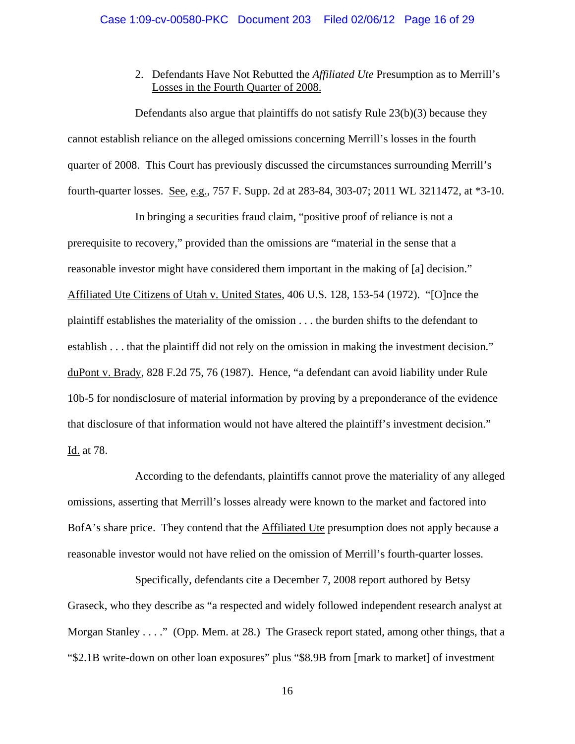2. Defendants Have Not Rebutted the *Affiliated Ute* Presumption as to Merrill's Losses in the Fourth Quarter of 2008.

Defendants also argue that plaintiffs do not satisfy Rule 23(b)(3) because they cannot establish reliance on the alleged omissions concerning Merrill's losses in the fourth quarter of 2008. This Court has previously discussed the circumstances surrounding Merrill's fourth-quarter losses. See, e.g., 757 F. Supp. 2d at 283-84, 303-07; 2011 WL 3211472, at *3-10.

In bringing a securities fraud claim, "positive proof of reliance is not a prerequisite to recovery," provided than the omissions are "material in the sense that a reasonable investor might have considered them important in the making of [a] decision." Affiliated Ute Citizens of Utah v. United States, 406 U.S. 128, 153-54 (1972). "[O]nce the plaintiff establishes the materiality of the omission . . . the burden shifts to the defendant to establish . . . that the plaintiff did not rely on the omission in making the investment decision." duPont v. Brady, 828 F.2d 75, 76 (1987). Hence, "a defendant can avoid liability under Rule 10b-5 for nondisclosure of material information by proving by a preponderance of the evidence that disclosure of that information would not have altered the plaintiff's investment decision." Id. at 78.

According to the defendants, plaintiffs cannot prove the materiality of any alleged omissions, asserting that Merrill's losses already were known to the market and factored into BofA's share price. They contend that the Affiliated Ute presumption does not apply because a reasonable investor would not have relied on the omission of Merrill's fourth-quarter losses.

Specifically, defendants cite a December 7, 2008 report authored by Betsy Graseck, who they describe as "a respected and widely followed independent research analyst at Morgan Stanley . . . ." (Opp. Mem. at 28.) The Graseck report stated, among other things, that a "$2.1B write-down on other loan exposures" plus "$8.9B from [mark to market] of investment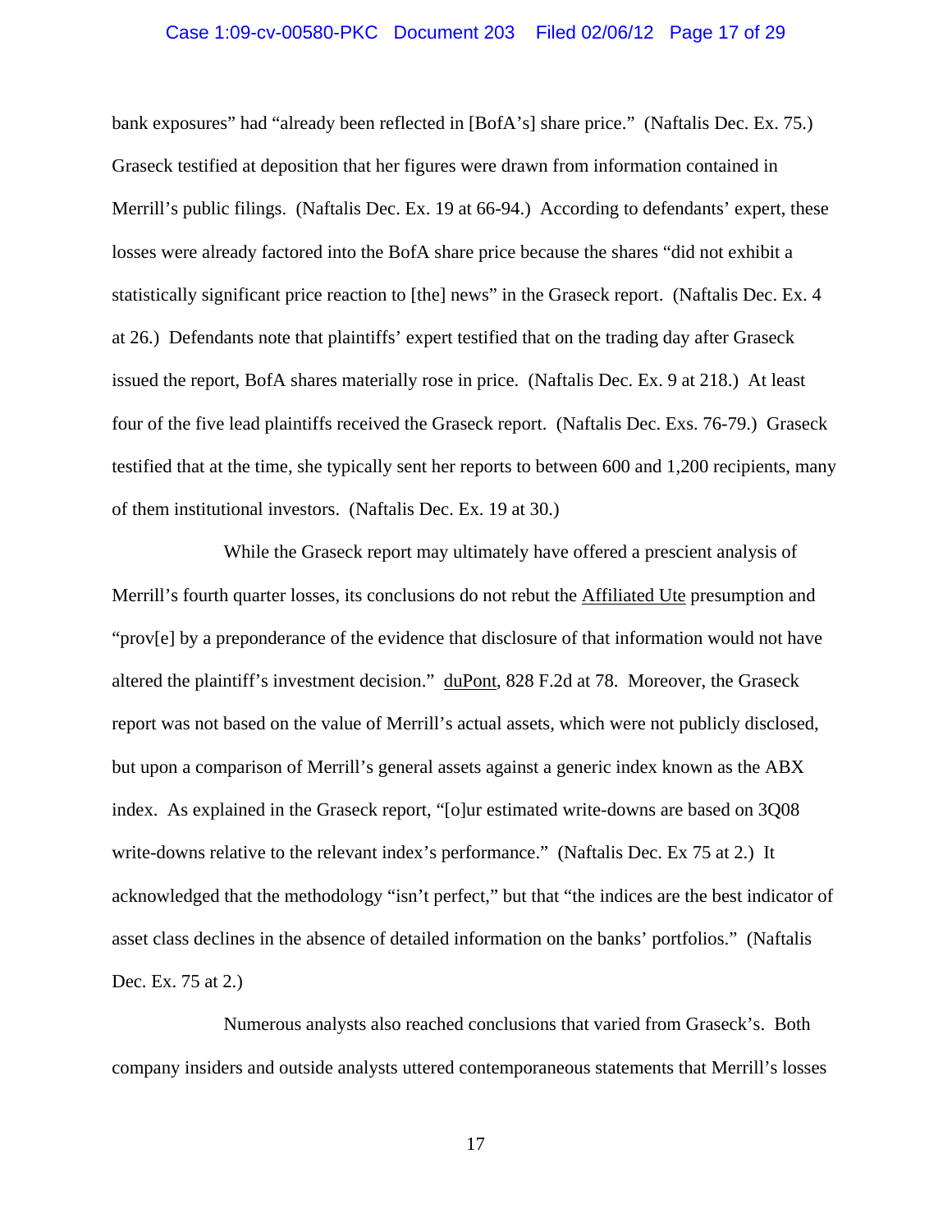bank exposures" had "already been reflected in [BofA's] share price." (Naftalis Dec. Ex. 75.) Graseck testified at deposition that her figures were drawn from information contained in Merrill's public filings. (Naftalis Dec. Ex. 19 at 66-94.) According to defendants' expert, these losses were already factored into the BofA share price because the shares "did not exhibit a statistically significant price reaction to [the] news" in the Graseck report. (Naftalis Dec. Ex. 4 at 26.) Defendants note that plaintiffs' expert testified that on the trading day after Graseck issued the report, BofA shares materially rose in price. (Naftalis Dec. Ex. 9 at 218.) At least four of the five lead plaintiffs received the Graseck report. (Naftalis Dec. Exs. 76-79.) Graseck testified that at the time, she typically sent her reports to between 600 and 1,200 recipients, many of them institutional investors. (Naftalis Dec. Ex. 19 at 30.)

While the Graseck report may ultimately have offered a prescient analysis of Merrill's fourth quarter losses, its conclusions do not rebut the Affiliated Ute presumption and "prov[e] by a preponderance of the evidence that disclosure of that information would not have altered the plaintiff's investment decision." duPont, 828 F.2d at 78. Moreover, the Graseck report was not based on the value of Merrill's actual assets, which were not publicly disclosed, but upon a comparison of Merrill's general assets against a generic index known as the ABX index. As explained in the Graseck report, "[o]ur estimated write-downs are based on 3Q08 write-downs relative to the relevant index's performance." (Naftalis Dec. Ex 75 at 2.) It acknowledged that the methodology "isn't perfect," but that "the indices are the best indicator of asset class declines in the absence of detailed information on the banks' portfolios." (Naftalis Dec. Ex. 75 at 2.)

Numerous analysts also reached conclusions that varied from Graseck's. Both company insiders and outside analysts uttered contemporaneous statements that Merrill's losses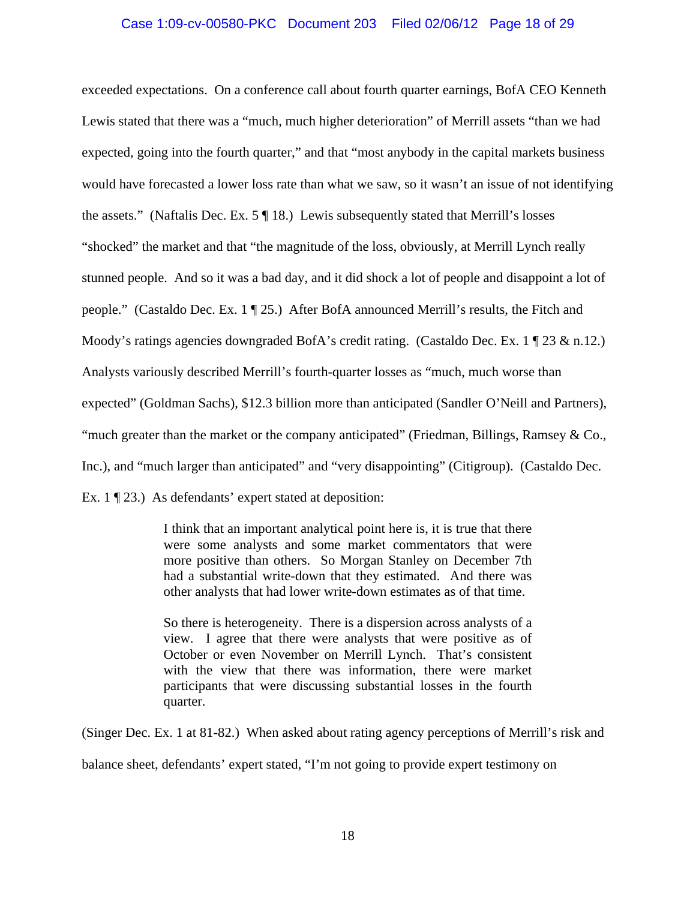exceeded expectations. On a conference call about fourth quarter earnings, BofA CEO Kenneth Lewis stated that there was a "much, much higher deterioration" of Merrill assets "than we had expected, going into the fourth quarter," and that "most anybody in the capital markets business would have forecasted a lower loss rate than what we saw, so it wasn't an issue of not identifying the assets." (Naftalis Dec. Ex. 5 ¶ 18.) Lewis subsequently stated that Merrill's losses "shocked" the market and that "the magnitude of the loss, obviously, at Merrill Lynch really stunned people. And so it was a bad day, and it did shock a lot of people and disappoint a lot of people." (Castaldo Dec. Ex. 1 ¶ 25.) After BofA announced Merrill's results, the Fitch and Moody's ratings agencies downgraded BofA's credit rating. (Castaldo Dec. Ex. 1 ¶ 23 & n.12.) Analysts variously described Merrill's fourth-quarter losses as "much, much worse than expected" (Goldman Sachs), $12.3 billion more than anticipated (Sandler O'Neill and Partners), "much greater than the market or the company anticipated" (Friedman, Billings, Ramsey & Co., Inc.), and "much larger than anticipated" and "very disappointing" (Citigroup). (Castaldo Dec. Ex. 1 ¶ 23.) As defendants' expert stated at deposition:

> I think that an important analytical point here is, it is true that there were some analysts and some market commentators that were more positive than others. So Morgan Stanley on December 7th had a substantial write-down that they estimated. And there was other analysts that had lower write-down estimates as of that time.
>
> So there is heterogeneity. There is a dispersion across analysts of a view. I agree that there were analysts that were positive as of October or even November on Merrill Lynch. That's consistent with the view that there was information, there were market participants that were discussing substantial losses in the fourth quarter.

(Singer Dec. Ex. 1 at 81-82.) When asked about rating agency perceptions of Merrill's risk and balance sheet, defendants' expert stated, "I'm not going to provide expert testimony on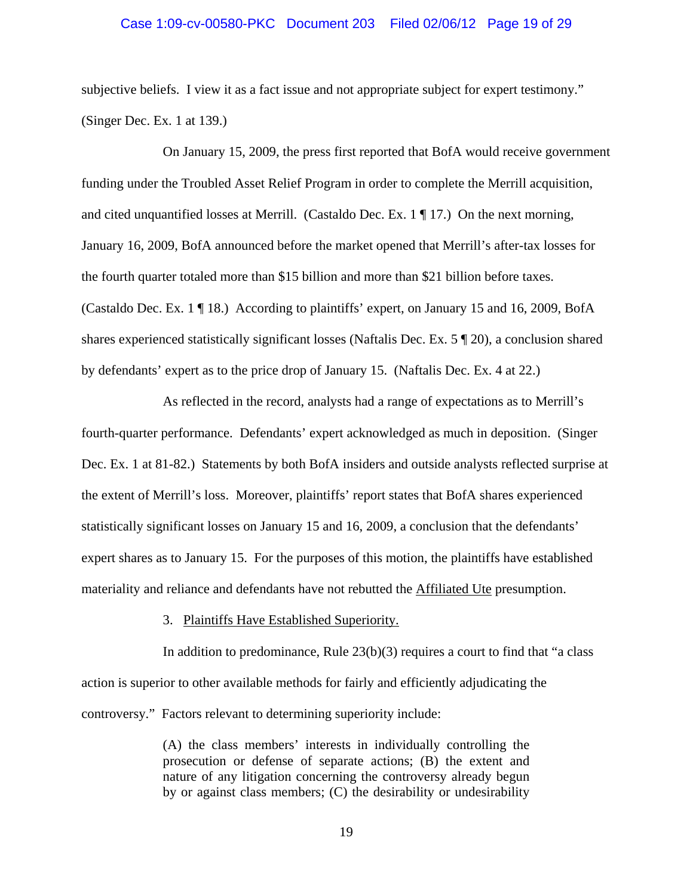subjective beliefs. I view it as a fact issue and not appropriate subject for expert testimony." (Singer Dec. Ex. 1 at 139.)

On January 15, 2009, the press first reported that BofA would receive government funding under the Troubled Asset Relief Program in order to complete the Merrill acquisition, and cited unquantified losses at Merrill. (Castaldo Dec. Ex. 1 ¶ 17.) On the next morning, January 16, 2009, BofA announced before the market opened that Merrill's after-tax losses for the fourth quarter totaled more than $15 billion and more than $21 billion before taxes. (Castaldo Dec. Ex. 1 ¶ 18.) According to plaintiffs' expert, on January 15 and 16, 2009, BofA shares experienced statistically significant losses (Naftalis Dec. Ex. 5 ¶ 20), a conclusion shared by defendants' expert as to the price drop of January 15. (Naftalis Dec. Ex. 4 at 22.)

As reflected in the record, analysts had a range of expectations as to Merrill's fourth-quarter performance. Defendants' expert acknowledged as much in deposition. (Singer Dec. Ex. 1 at 81-82.) Statements by both BofA insiders and outside analysts reflected surprise at the extent of Merrill's loss. Moreover, plaintiffs' report states that BofA shares experienced statistically significant losses on January 15 and 16, 2009, a conclusion that the defendants' expert shares as to January 15. For the purposes of this motion, the plaintiffs have established materiality and reliance and defendants have not rebutted the Affiliated Ute presumption.

3. Plaintiffs Have Established Superiority.

In addition to predominance, Rule 23(b)(3) requires a court to find that "a class action is superior to other available methods for fairly and efficiently adjudicating the controversy." Factors relevant to determining superiority include:

> (A) the class members' interests in individually controlling the prosecution or defense of separate actions; (B) the extent and nature of any litigation concerning the controversy already begun by or against class members; (C) the desirability or undesirability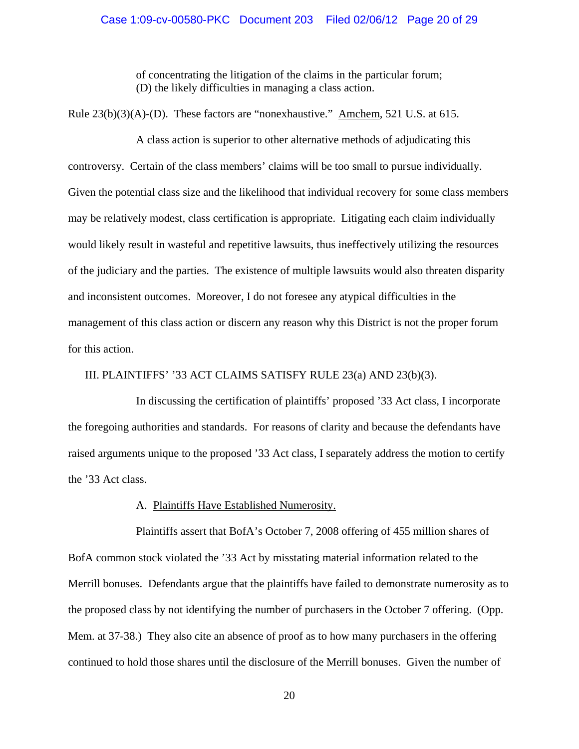of concentrating the litigation of the claims in the particular forum;
(D) the likely difficulties in managing a class action.

Rule 23(b)(3)(A)-(D). These factors are "nonexhaustive." Amchem, 521 U.S. at 615.

A class action is superior to other alternative methods of adjudicating this controversy. Certain of the class members' claims will be too small to pursue individually. Given the potential class size and the likelihood that individual recovery for some class members may be relatively modest, class certification is appropriate. Litigating each claim individually would likely result in wasteful and repetitive lawsuits, thus ineffectively utilizing the resources of the judiciary and the parties. The existence of multiple lawsuits would also threaten disparity and inconsistent outcomes. Moreover, I do not foresee any atypical difficulties in the management of this class action or discern any reason why this District is not the proper forum for this action.

## III. PLAINTIFFS' '33 ACT CLAIMS SATISFY RULE 23(a) AND 23(b)(3).

In discussing the certification of plaintiffs' proposed '33 Act class, I incorporate the foregoing authorities and standards. For reasons of clarity and because the defendants have raised arguments unique to the proposed '33 Act class, I separately address the motion to certify the '33 Act class.

### A. Plaintiffs Have Established Numerosity.

Plaintiffs assert that BofA's October 7, 2008 offering of 455 million shares of BofA common stock violated the '33 Act by misstating material information related to the Merrill bonuses. Defendants argue that the plaintiffs have failed to demonstrate numerosity as to the proposed class by not identifying the number of purchasers in the October 7 offering. (Opp. Mem. at 37-38.) They also cite an absence of proof as to how many purchasers in the offering continued to hold those shares until the disclosure of the Merrill bonuses. Given the number of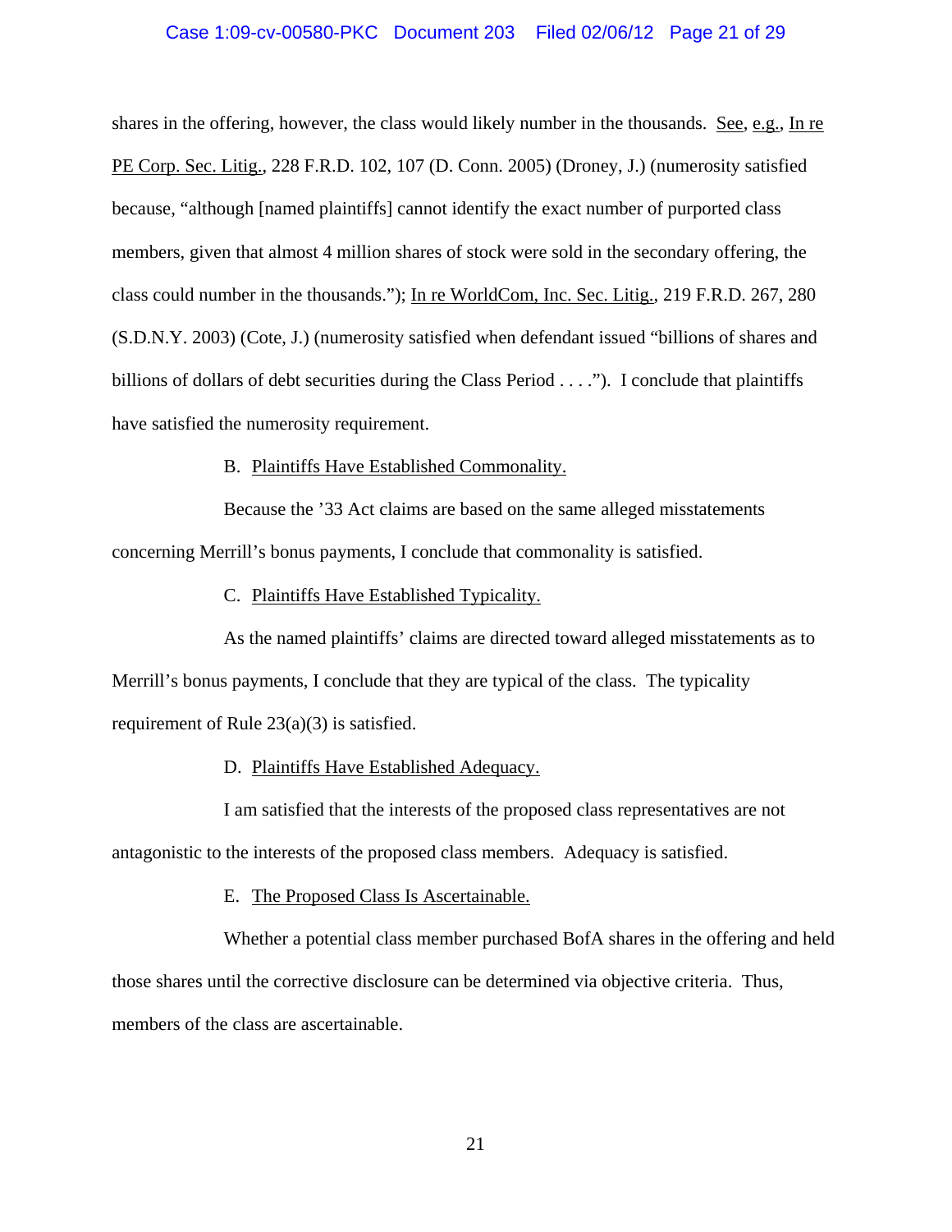shares in the offering, however, the class would likely number in the thousands. See, e.g., In re PE Corp. Sec. Litig., 228 F.R.D. 102, 107 (D. Conn. 2005) (Droney, J.) (numerosity satisfied because, "although [named plaintiffs] cannot identify the exact number of purported class members, given that almost 4 million shares of stock were sold in the secondary offering, the class could number in the thousands."); In re WorldCom, Inc. Sec. Litig., 219 F.R.D. 267, 280 (S.D.N.Y. 2003) (Cote, J.) (numerosity satisfied when defendant issued "billions of shares and billions of dollars of debt securities during the Class Period . . . ."). I conclude that plaintiffs have satisfied the numerosity requirement.

B. Plaintiffs Have Established Commonality.

Because the '33 Act claims are based on the same alleged misstatements concerning Merrill's bonus payments, I conclude that commonality is satisfied.

C. Plaintiffs Have Established Typicality.

As the named plaintiffs' claims are directed toward alleged misstatements as to Merrill's bonus payments, I conclude that they are typical of the class. The typicality requirement of Rule 23(a)(3) is satisfied.

D. Plaintiffs Have Established Adequacy.

I am satisfied that the interests of the proposed class representatives are not antagonistic to the interests of the proposed class members. Adequacy is satisfied.

E. The Proposed Class Is Ascertainable.

Whether a potential class member purchased BofA shares in the offering and held those shares until the corrective disclosure can be determined via objective criteria. Thus, members of the class are ascertainable.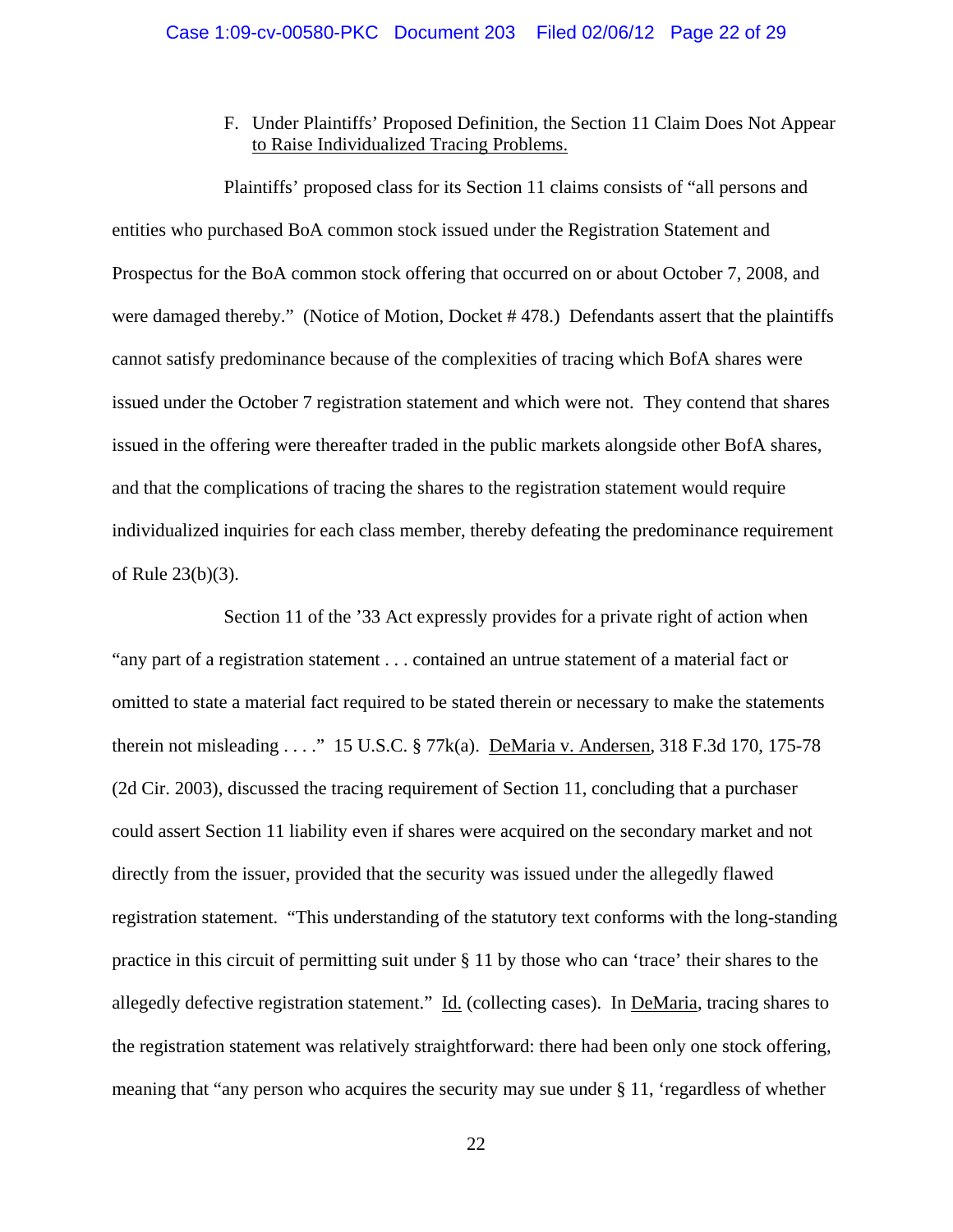F. Under Plaintiffs' Proposed Definition, the Section 11 Claim Does Not Appear to Raise Individualized Tracing Problems.

Plaintiffs' proposed class for its Section 11 claims consists of "all persons and entities who purchased BoA common stock issued under the Registration Statement and Prospectus for the BoA common stock offering that occurred on or about October 7, 2008, and were damaged thereby." (Notice of Motion, Docket # 478.) Defendants assert that the plaintiffs cannot satisfy predominance because of the complexities of tracing which BofA shares were issued under the October 7 registration statement and which were not. They contend that shares issued in the offering were thereafter traded in the public markets alongside other BofA shares, and that the complications of tracing the shares to the registration statement would require individualized inquiries for each class member, thereby defeating the predominance requirement of Rule 23(b)(3).

Section 11 of the '33 Act expressly provides for a private right of action when "any part of a registration statement . . . contained an untrue statement of a material fact or omitted to state a material fact required to be stated therein or necessary to make the statements therein not misleading . . . ." 15 U.S.C. § 77k(a). DeMaria v. Andersen, 318 F.3d 170, 175-78 (2d Cir. 2003), discussed the tracing requirement of Section 11, concluding that a purchaser could assert Section 11 liability even if shares were acquired on the secondary market and not directly from the issuer, provided that the security was issued under the allegedly flawed registration statement. "This understanding of the statutory text conforms with the long-standing practice in this circuit of permitting suit under § 11 by those who can 'trace' their shares to the allegedly defective registration statement." Id. (collecting cases). In DeMaria, tracing shares to the registration statement was relatively straightforward: there had been only one stock offering, meaning that "any person who acquires the security may sue under § 11, 'regardless of whether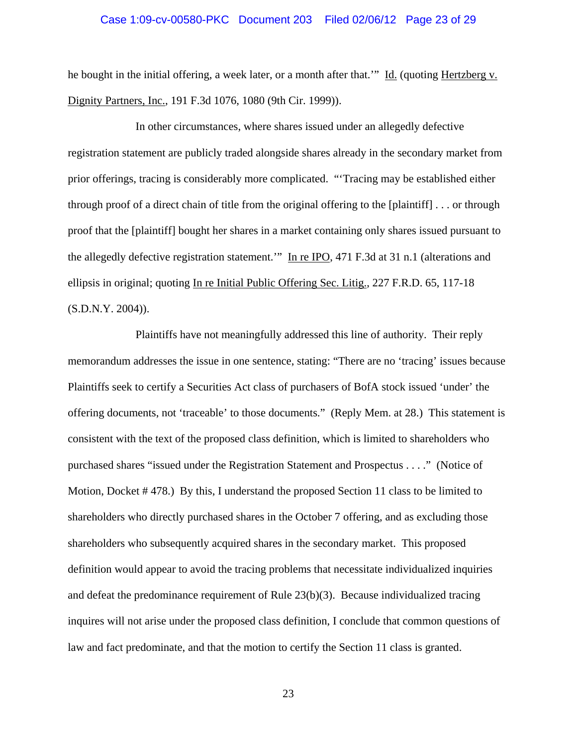he bought in the initial offering, a week later, or a month after that.'" Id. (quoting Hertzberg v. Dignity Partners, Inc., 191 F.3d 1076, 1080 (9th Cir. 1999)).

In other circumstances, where shares issued under an allegedly defective registration statement are publicly traded alongside shares already in the secondary market from prior offerings, tracing is considerably more complicated. "'Tracing may be established either through proof of a direct chain of title from the original offering to the [plaintiff] . . . or through proof that the [plaintiff] bought her shares in a market containing only shares issued pursuant to the allegedly defective registration statement.'" In re IPO, 471 F.3d at 31 n.1 (alterations and ellipsis in original; quoting In re Initial Public Offering Sec. Litig., 227 F.R.D. 65, 117-18 (S.D.N.Y. 2004)).

Plaintiffs have not meaningfully addressed this line of authority. Their reply memorandum addresses the issue in one sentence, stating: "There are no 'tracing' issues because Plaintiffs seek to certify a Securities Act class of purchasers of BofA stock issued 'under' the offering documents, not 'traceable' to those documents." (Reply Mem. at 28.) This statement is consistent with the text of the proposed class definition, which is limited to shareholders who purchased shares "issued under the Registration Statement and Prospectus . . . ." (Notice of Motion, Docket # 478.) By this, I understand the proposed Section 11 class to be limited to shareholders who directly purchased shares in the October 7 offering, and as excluding those shareholders who subsequently acquired shares in the secondary market. This proposed definition would appear to avoid the tracing problems that necessitate individualized inquiries and defeat the predominance requirement of Rule 23(b)(3). Because individualized tracing inquires will not arise under the proposed class definition, I conclude that common questions of law and fact predominate, and that the motion to certify the Section 11 class is granted.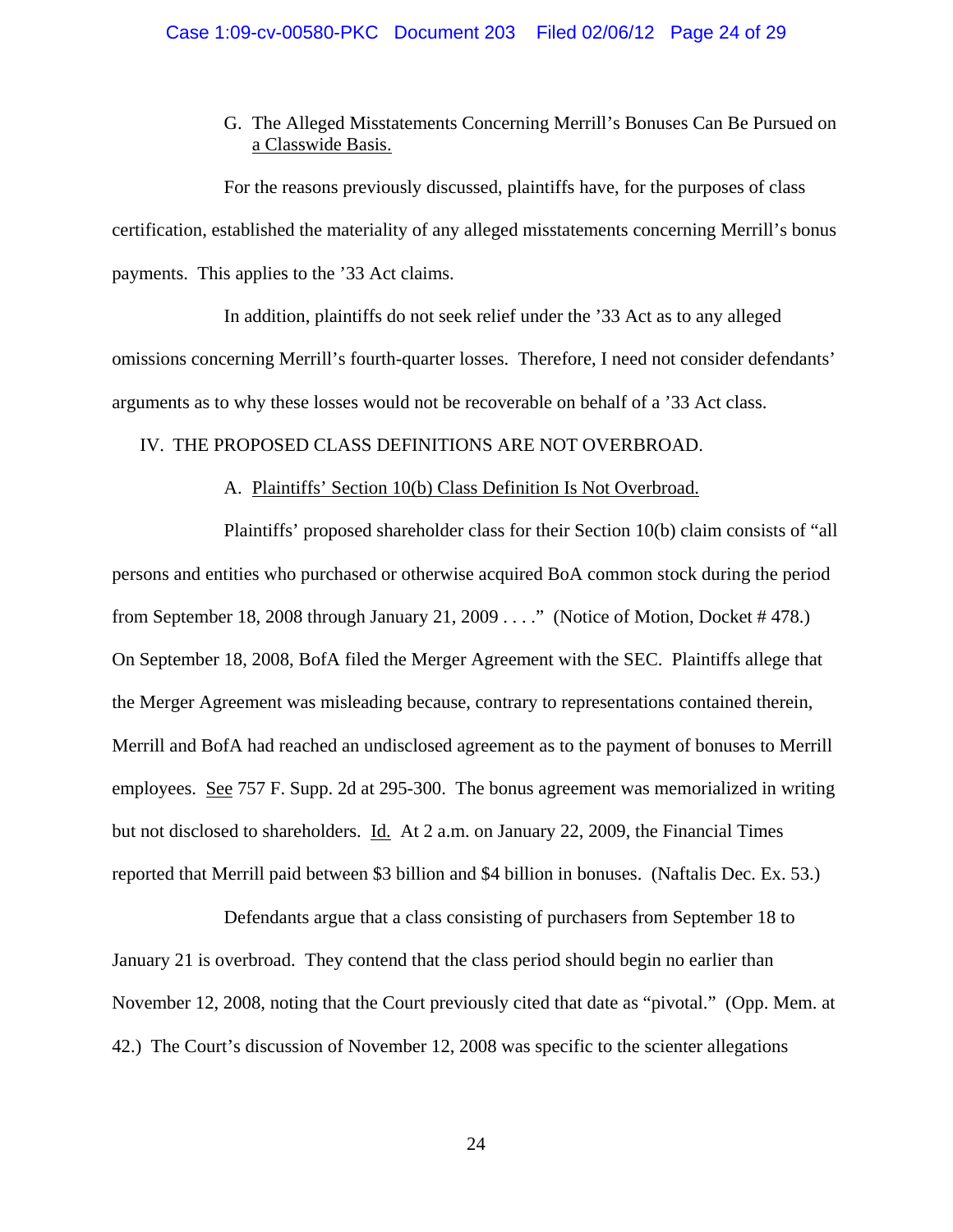### G. The Alleged Misstatements Concerning Merrill's Bonuses Can Be Pursued on a Classwide Basis.

For the reasons previously discussed, plaintiffs have, for the purposes of class certification, established the materiality of any alleged misstatements concerning Merrill's bonus payments. This applies to the '33 Act claims.

In addition, plaintiffs do not seek relief under the '33 Act as to any alleged omissions concerning Merrill's fourth-quarter losses. Therefore, I need not consider defendants' arguments as to why these losses would not be recoverable on behalf of a '33 Act class.

## IV. THE PROPOSED CLASS DEFINITIONS ARE NOT OVERBROAD.

### A. Plaintiffs' Section 10(b) Class Definition Is Not Overbroad.

Plaintiffs' proposed shareholder class for their Section 10(b) claim consists of "all persons and entities who purchased or otherwise acquired BoA common stock during the period from September 18, 2008 through January 21, 2009 . . . ." (Notice of Motion, Docket # 478.) On September 18, 2008, BofA filed the Merger Agreement with the SEC. Plaintiffs allege that the Merger Agreement was misleading because, contrary to representations contained therein, Merrill and BofA had reached an undisclosed agreement as to the payment of bonuses to Merrill employees. See 757 F. Supp. 2d at 295-300. The bonus agreement was memorialized in writing but not disclosed to shareholders. Id. At 2 a.m. on January 22, 2009, the Financial Times reported that Merrill paid between \$3 billion and \$4 billion in bonuses. (Naftalis Dec. Ex. 53.)

Defendants argue that a class consisting of purchasers from September 18 to January 21 is overbroad. They contend that the class period should begin no earlier than November 12, 2008, noting that the Court previously cited that date as "pivotal." (Opp. Mem. at 42.) The Court's discussion of November 12, 2008 was specific to the scienter allegations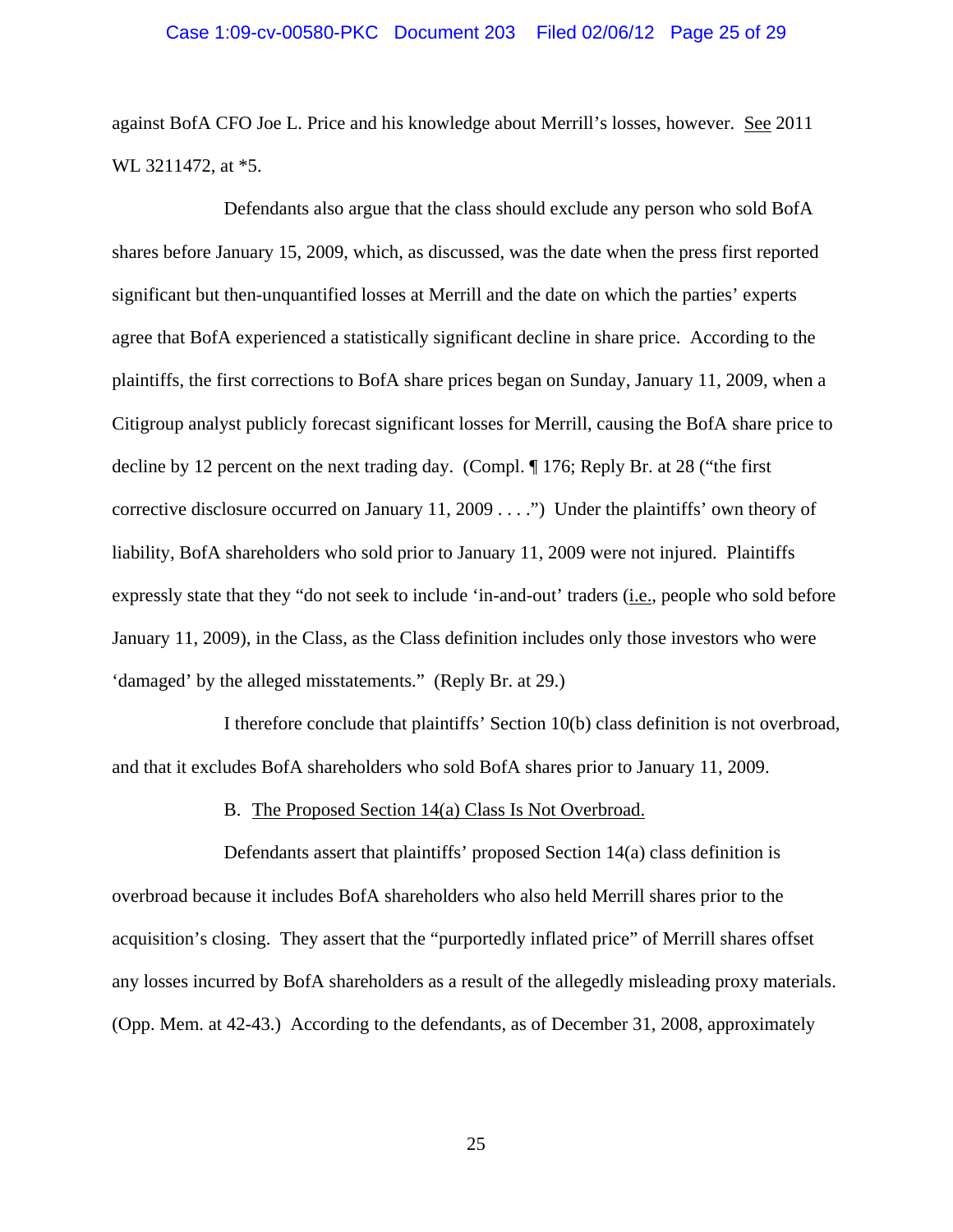against BofA CFO Joe L. Price and his knowledge about Merrill's losses, however. See 2011 WL 3211472, at *5.

Defendants also argue that the class should exclude any person who sold BofA shares before January 15, 2009, which, as discussed, was the date when the press first reported significant but then-unquantified losses at Merrill and the date on which the parties' experts agree that BofA experienced a statistically significant decline in share price. According to the plaintiffs, the first corrections to BofA share prices began on Sunday, January 11, 2009, when a Citigroup analyst publicly forecast significant losses for Merrill, causing the BofA share price to decline by 12 percent on the next trading day. (Compl. ¶ 176; Reply Br. at 28 ("the first corrective disclosure occurred on January 11, 2009 . . . .") Under the plaintiffs' own theory of liability, BofA shareholders who sold prior to January 11, 2009 were not injured. Plaintiffs expressly state that they "do not seek to include 'in-and-out' traders (i.e., people who sold before January 11, 2009), in the Class, as the Class definition includes only those investors who were 'damaged' by the alleged misstatements." (Reply Br. at 29.)

I therefore conclude that plaintiffs' Section 10(b) class definition is not overbroad, and that it excludes BofA shareholders who sold BofA shares prior to January 11, 2009.

B. The Proposed Section 14(a) Class Is Not Overbroad.

Defendants assert that plaintiffs' proposed Section 14(a) class definition is overbroad because it includes BofA shareholders who also held Merrill shares prior to the acquisition's closing. They assert that the "purportedly inflated price" of Merrill shares offset any losses incurred by BofA shareholders as a result of the allegedly misleading proxy materials. (Opp. Mem. at 42-43.) According to the defendants, as of December 31, 2008, approximately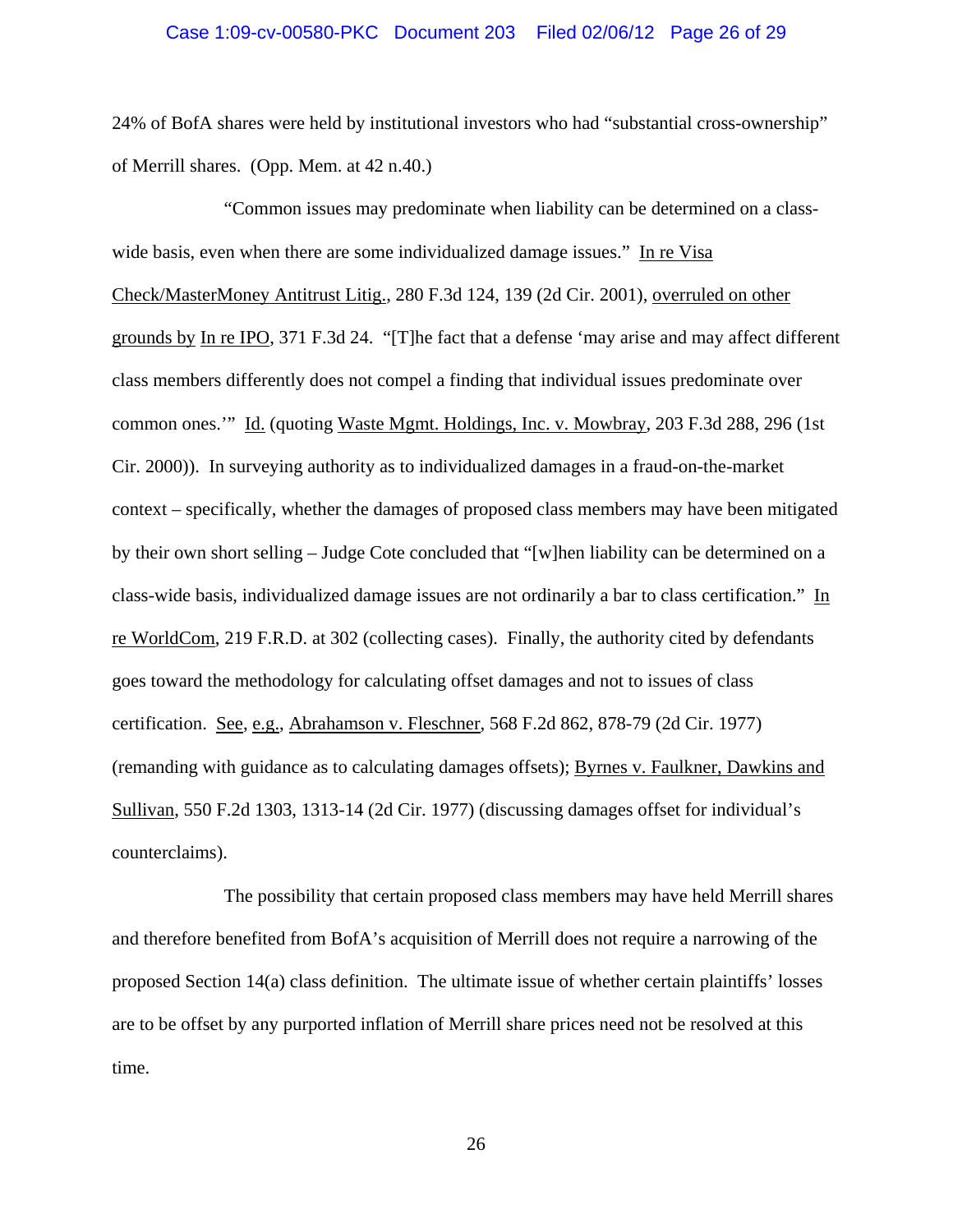24% of BofA shares were held by institutional investors who had "substantial cross-ownership" of Merrill shares. (Opp. Mem. at 42 n.40.)

"Common issues may predominate when liability can be determined on a class-wide basis, even when there are some individualized damage issues." In re Visa Check/MasterMoney Antitrust Litig., 280 F.3d 124, 139 (2d Cir. 2001), overruled on other grounds by In re IPO, 371 F.3d 24. "[T]he fact that a defense 'may arise and may affect different class members differently does not compel a finding that individual issues predominate over common ones.'" Id. (quoting Waste Mgmt. Holdings, Inc. v. Mowbray, 203 F.3d 288, 296 (1st Cir. 2000)). In surveying authority as to individualized damages in a fraud-on-the-market context – specifically, whether the damages of proposed class members may have been mitigated by their own short selling – Judge Cote concluded that "[w]hen liability can be determined on a class-wide basis, individualized damage issues are not ordinarily a bar to class certification." In re WorldCom, 219 F.R.D. at 302 (collecting cases). Finally, the authority cited by defendants goes toward the methodology for calculating offset damages and not to issues of class certification. See, e.g., Abrahamson v. Fleschner, 568 F.2d 862, 878-79 (2d Cir. 1977) (remanding with guidance as to calculating damages offsets); Byrnes v. Faulkner, Dawkins and Sullivan, 550 F.2d 1303, 1313-14 (2d Cir. 1977) (discussing damages offset for individual's counterclaims).

The possibility that certain proposed class members may have held Merrill shares and therefore benefited from BofA's acquisition of Merrill does not require a narrowing of the proposed Section 14(a) class definition. The ultimate issue of whether certain plaintiffs' losses are to be offset by any purported inflation of Merrill share prices need not be resolved at this time.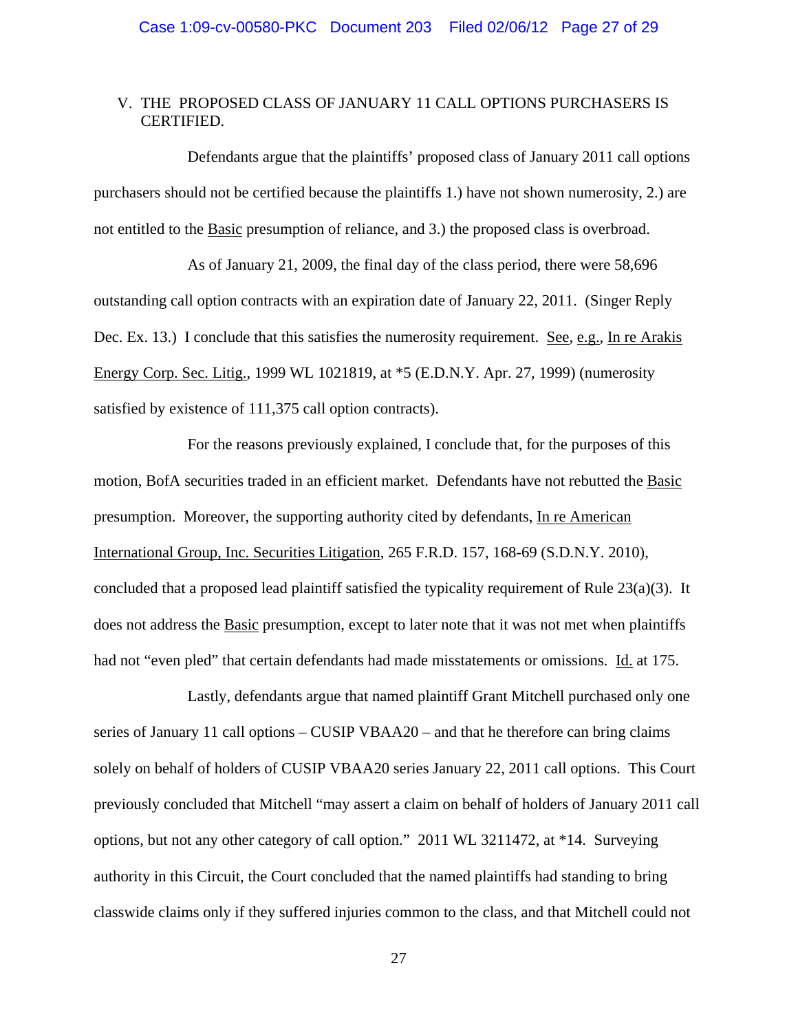## V. THE PROPOSED CLASS OF JANUARY 11 CALL OPTIONS PURCHASERS IS CERTIFIED.

Defendants argue that the plaintiffs' proposed class of January 2011 call options purchasers should not be certified because the plaintiffs 1.) have not shown numerosity, 2.) are not entitled to the Basic presumption of reliance, and 3.) the proposed class is overbroad.

As of January 21, 2009, the final day of the class period, there were 58,696 outstanding call option contracts with an expiration date of January 22, 2011. (Singer Reply Dec. Ex. 13.) I conclude that this satisfies the numerosity requirement. See, e.g., In re Arakis Energy Corp. Sec. Litig., 1999 WL 1021819, at *5 (E.D.N.Y. Apr. 27, 1999) (numerosity satisfied by existence of 111,375 call option contracts).

For the reasons previously explained, I conclude that, for the purposes of this motion, BofA securities traded in an efficient market. Defendants have not rebutted the Basic presumption. Moreover, the supporting authority cited by defendants, In re American International Group, Inc. Securities Litigation, 265 F.R.D. 157, 168-69 (S.D.N.Y. 2010), concluded that a proposed lead plaintiff satisfied the typicality requirement of Rule 23(a)(3). It does not address the Basic presumption, except to later note that it was not met when plaintiffs had not "even pled" that certain defendants had made misstatements or omissions. Id. at 175.

Lastly, defendants argue that named plaintiff Grant Mitchell purchased only one series of January 11 call options – CUSIP VBAA20 – and that he therefore can bring claims solely on behalf of holders of CUSIP VBAA20 series January 22, 2011 call options. This Court previously concluded that Mitchell "may assert a claim on behalf of holders of January 2011 call options, but not any other category of call option." 2011 WL 3211472, at *14. Surveying authority in this Circuit, the Court concluded that the named plaintiffs had standing to bring classwide claims only if they suffered injuries common to the class, and that Mitchell could not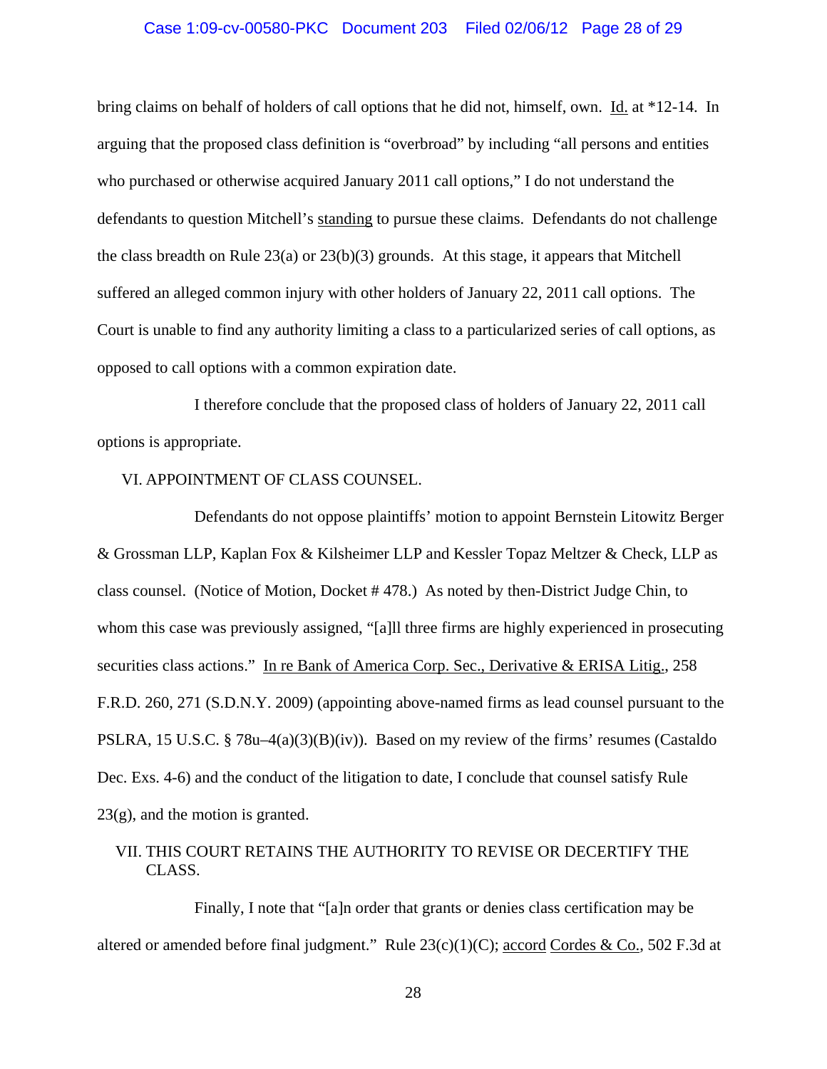bring claims on behalf of holders of call options that he did not, himself, own. Id. at *12-14. In arguing that the proposed class definition is "overbroad" by including "all persons and entities who purchased or otherwise acquired January 2011 call options," I do not understand the defendants to question Mitchell's standing to pursue these claims. Defendants do not challenge the class breadth on Rule 23(a) or 23(b)(3) grounds. At this stage, it appears that Mitchell suffered an alleged common injury with other holders of January 22, 2011 call options. The Court is unable to find any authority limiting a class to a particularized series of call options, as opposed to call options with a common expiration date.

I therefore conclude that the proposed class of holders of January 22, 2011 call options is appropriate.

## VI. APPOINTMENT OF CLASS COUNSEL.

Defendants do not oppose plaintiffs' motion to appoint Bernstein Litowitz Berger & Grossman LLP, Kaplan Fox & Kilsheimer LLP and Kessler Topaz Meltzer & Check, LLP as class counsel. (Notice of Motion, Docket # 478.) As noted by then-District Judge Chin, to whom this case was previously assigned, "[a]ll three firms are highly experienced in prosecuting securities class actions." In re Bank of America Corp. Sec., Derivative & ERISA Litig., 258 F.R.D. 260, 271 (S.D.N.Y. 2009) (appointing above-named firms as lead counsel pursuant to the PSLRA, 15 U.S.C. § 78u–4(a)(3)(B)(iv)). Based on my review of the firms' resumes (Castaldo Dec. Exs. 4-6) and the conduct of the litigation to date, I conclude that counsel satisfy Rule 23(g), and the motion is granted.

## VII. THIS COURT RETAINS THE AUTHORITY TO REVISE OR DECERTIFY THE CLASS.

Finally, I note that "[a]n order that grants or denies class certification may be altered or amended before final judgment." Rule 23(c)(1)(C); accord Cordes & Co., 502 F.3d at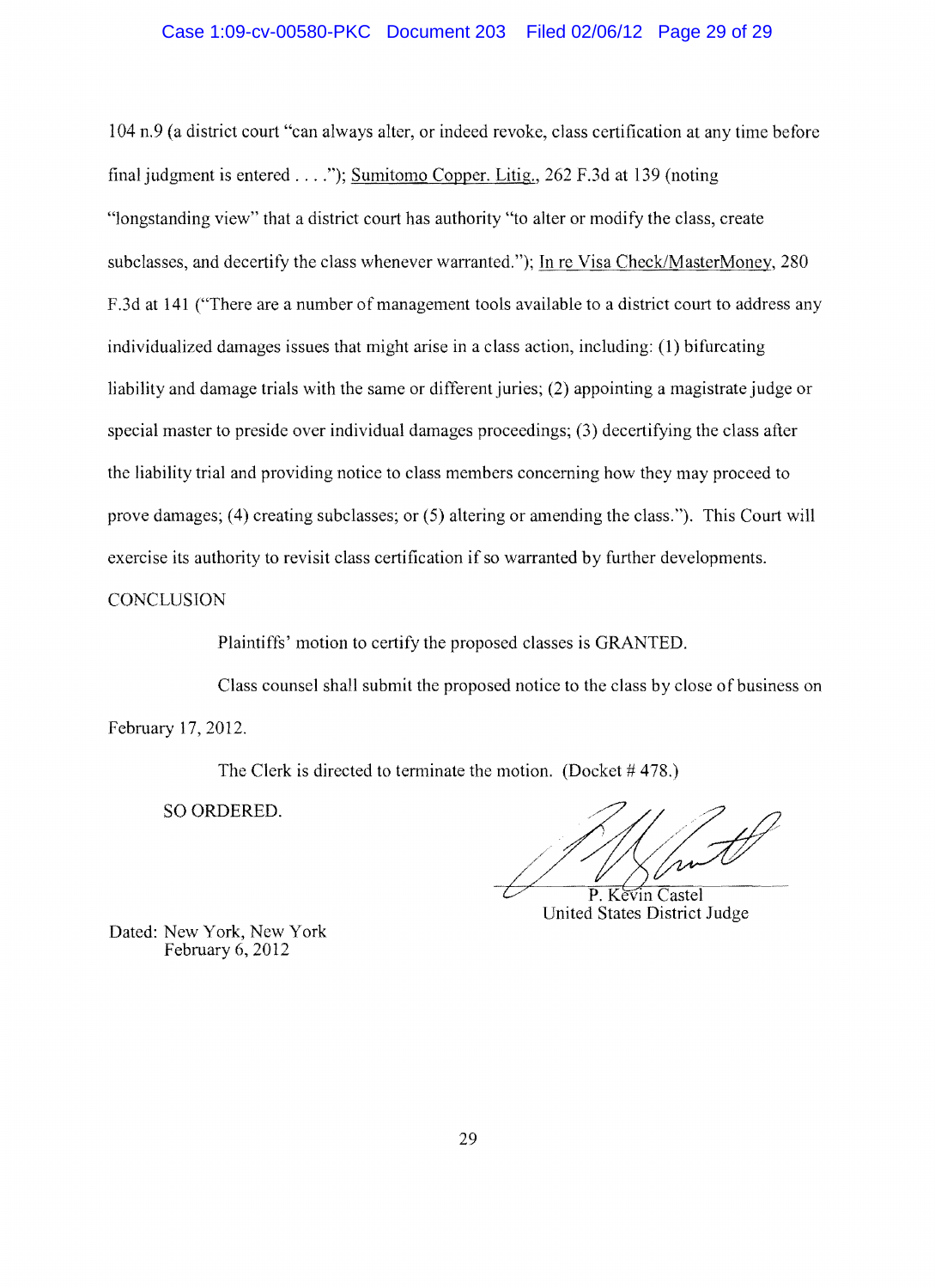104 n.9 (a district court "can always alter, or indeed revoke, class certification at any time before final judgment is entered . . . ."); Sumitomo Copper. Litig., 262 F.3d at 139 (noting "longstanding view" that a district court has authority "to alter or modify the class, create subclasses, and decertify the class whenever warranted."); In re Visa Check/MasterMoney, 280 F.3d at 141 ("There are a number of management tools available to a district court to address any individualized damages issues that might arise in a class action, including: (1) bifurcating liability and damage trials with the same or different juries; (2) appointing a magistrate judge or special master to preside over individual damages proceedings; (3) decertifying the class after the liability trial and providing notice to class members concerning how they may proceed to prove damages; (4) creating subclasses; or (5) altering or amending the class."). This Court will exercise its authority to revisit class certification if so warranted by further developments.

CONCLUSION

Plaintiffs' motion to certify the proposed classes is GRANTED.

Class counsel shall submit the proposed notice to the class by close of business on February 17, 2012.

The Clerk is directed to terminate the motion. (Docket # 478.)

SO ORDERED.

P. Kevin Castel
United States District Judge

Dated: New York, New York
February 6, 2012